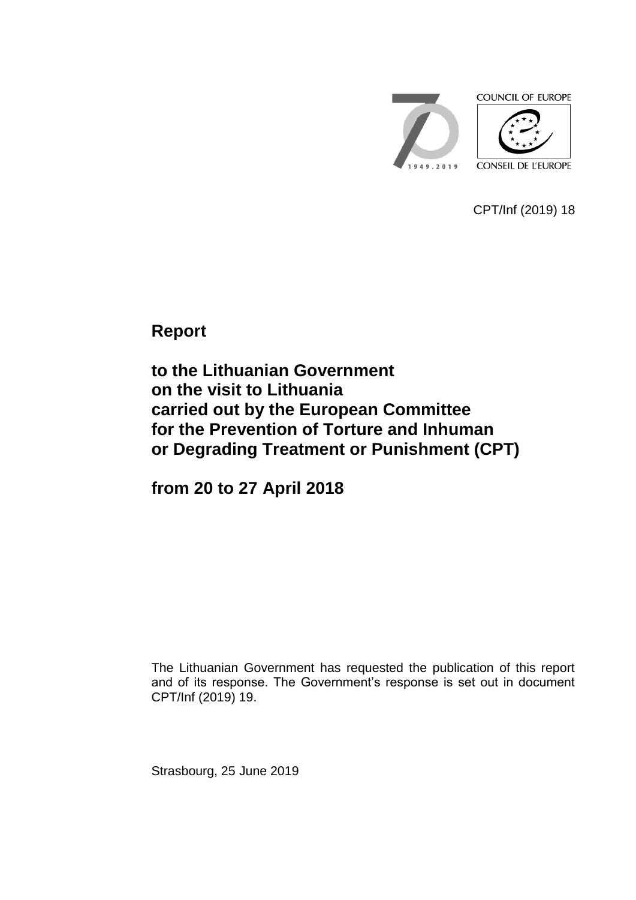COUNCIL OF EUROPE

CONSEIL DE L'EUROPE

1949.2019

CPT/Inf (2019) 18

# Report

## to the Lithuanian Government on the visit to Lithuania carried out by the European Committee for the Prevention of Torture and Inhuman or Degrading Treatment or Punishment (CPT)

## from 20 to 27 April 2018

The Lithuanian Government has requested the publication of this report and of its response. The Government's response is set out in document CPT/Inf (2019) 19.

Strasbourg, 25 June 2019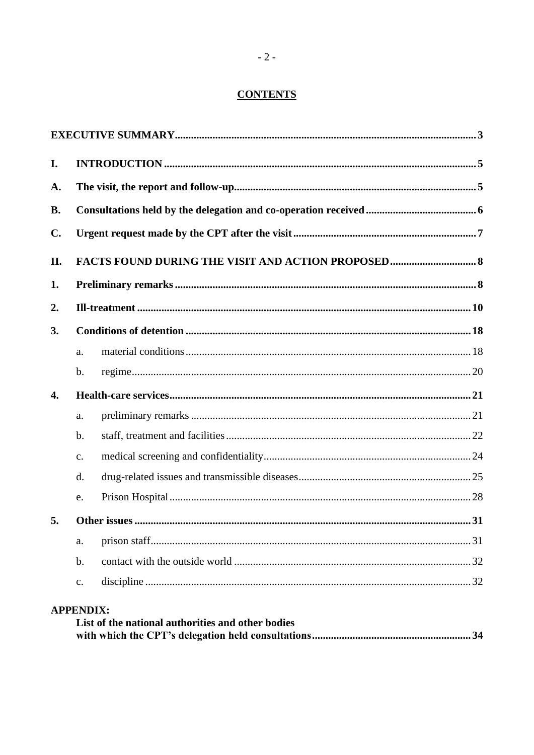## CONTENTS

| | | |
|---|---|---|
| **EXECUTIVE SUMMARY** | | **3** |
| **I.** | **INTRODUCTION** | **5** |
| **A.** | **The visit, the report and follow-up** | **5** |
| **B.** | **Consultations held by the delegation and co-operation received** | **6** |
| **C.** | **Urgent request made by the CPT after the visit** | **7** |
| **II.** | **FACTS FOUND DURING THE VISIT AND ACTION PROPOSED** | **8** |
| **1.** | **Preliminary remarks** | **8** |
| **2.** | **Ill-treatment** | **10** |
| **3.** | **Conditions of detention** | **18** |
| | a. material conditions | 18 |
| | b. regime | 20 |
| **4.** | **Health-care services** | **21** |
| | a. preliminary remarks | 21 |
| | b. staff, treatment and facilities | 22 |
| | c. medical screening and confidentiality | 24 |
| | d. drug-related issues and transmissible diseases | 25 |
| | e. Prison Hospital | 28 |
| **5.** | **Other issues** | **31** |
| | a. prison staff | 31 |
| | b. contact with the outside world | 32 |
| | c. discipline | 32 |

**APPENDIX:**
**List of the national authorities and other bodies with which the CPT's delegation held consultations** ... **34**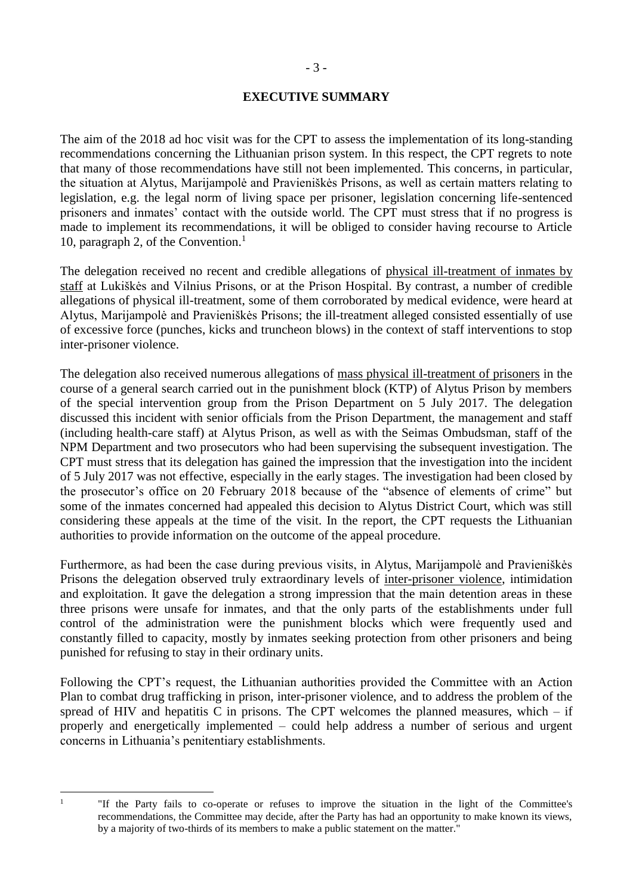## EXECUTIVE SUMMARY

The aim of the 2018 ad hoc visit was for the CPT to assess the implementation of its long-standing recommendations concerning the Lithuanian prison system. In this respect, the CPT regrets to note that many of those recommendations have still not been implemented. This concerns, in particular, the situation at Alytus, Marijampolė and Pravieniškės Prisons, as well as certain matters relating to legislation, e.g. the legal norm of living space per prisoner, legislation concerning life-sentenced prisoners and inmates' contact with the outside world. The CPT must stress that if no progress is made to implement its recommendations, it will be obliged to consider having recourse to Article 10, paragraph 2, of the Convention.[1]

The delegation received no recent and credible allegations of physical ill-treatment of inmates by staff at Lukiškės and Vilnius Prisons, or at the Prison Hospital. By contrast, a number of credible allegations of physical ill-treatment, some of them corroborated by medical evidence, were heard at Alytus, Marijampolė and Pravieniškės Prisons; the ill-treatment alleged consisted essentially of use of excessive force (punches, kicks and truncheon blows) in the context of staff interventions to stop inter-prisoner violence.

The delegation also received numerous allegations of mass physical ill-treatment of prisoners in the course of a general search carried out in the punishment block (KTP) of Alytus Prison by members of the special intervention group from the Prison Department on 5 July 2017. The delegation discussed this incident with senior officials from the Prison Department, the management and staff (including health-care staff) at Alytus Prison, as well as with the Seimas Ombudsman, staff of the NPM Department and two prosecutors who had been supervising the subsequent investigation. The CPT must stress that its delegation has gained the impression that the investigation into the incident of 5 July 2017 was not effective, especially in the early stages. The investigation had been closed by the prosecutor's office on 20 February 2018 because of the "absence of elements of crime" but some of the inmates concerned had appealed this decision to Alytus District Court, which was still considering these appeals at the time of the visit. In the report, the CPT requests the Lithuanian authorities to provide information on the outcome of the appeal procedure.

Furthermore, as had been the case during previous visits, in Alytus, Marijampolė and Pravieniškės Prisons the delegation observed truly extraordinary levels of inter-prisoner violence, intimidation and exploitation. It gave the delegation a strong impression that the main detention areas in these three prisons were unsafe for inmates, and that the only parts of the establishments under full control of the administration were the punishment blocks which were frequently used and constantly filled to capacity, mostly by inmates seeking protection from other prisoners and being punished for refusing to stay in their ordinary units.

Following the CPT's request, the Lithuanian authorities provided the Committee with an Action Plan to combat drug trafficking in prison, inter-prisoner violence, and to address the problem of the spread of HIV and hepatitis C in prisons. The CPT welcomes the planned measures, which – if properly and energetically implemented – could help address a number of serious and urgent concerns in Lithuania's penitentiary establishments.

[1] "If the Party fails to co-operate or refuses to improve the situation in the light of the Committee's recommendations, the Committee may decide, after the Party has had an opportunity to make known its views, by a majority of two-thirds of its members to make a public statement on the matter."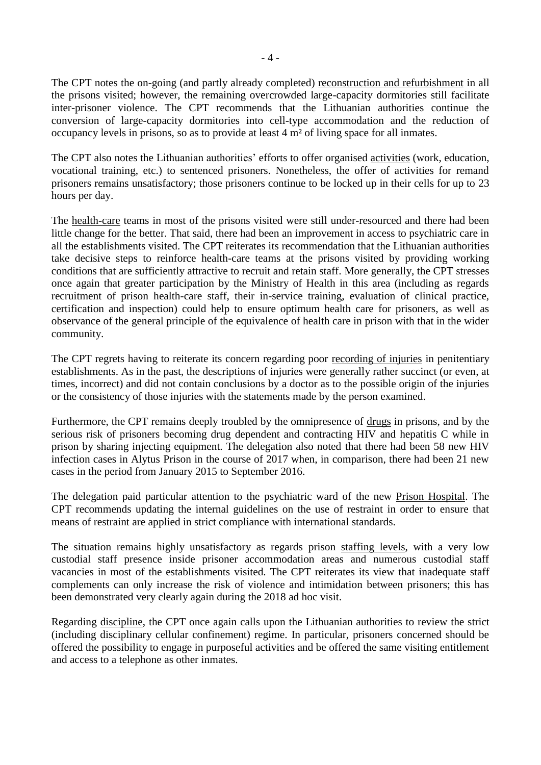The CPT notes the on-going (and partly already completed) reconstruction and refurbishment in all the prisons visited; however, the remaining overcrowded large-capacity dormitories still facilitate inter-prisoner violence. The CPT recommends that the Lithuanian authorities continue the conversion of large-capacity dormitories into cell-type accommodation and the reduction of occupancy levels in prisons, so as to provide at least 4 $m^2$ of living space for all inmates.

The CPT also notes the Lithuanian authorities' efforts to offer organised activities (work, education, vocational training, etc.) to sentenced prisoners. Nonetheless, the offer of activities for remand prisoners remains unsatisfactory; those prisoners continue to be locked up in their cells for up to 23 hours per day.

The health-care teams in most of the prisons visited were still under-resourced and there had been little change for the better. That said, there had been an improvement in access to psychiatric care in all the establishments visited. The CPT reiterates its recommendation that the Lithuanian authorities take decisive steps to reinforce health-care teams at the prisons visited by providing working conditions that are sufficiently attractive to recruit and retain staff. More generally, the CPT stresses once again that greater participation by the Ministry of Health in this area (including as regards recruitment of prison health-care staff, their in-service training, evaluation of clinical practice, certification and inspection) could help to ensure optimum health care for prisoners, as well as observance of the general principle of the equivalence of health care in prison with that in the wider community.

The CPT regrets having to reiterate its concern regarding poor recording of injuries in penitentiary establishments. As in the past, the descriptions of injuries were generally rather succinct (or even, at times, incorrect) and did not contain conclusions by a doctor as to the possible origin of the injuries or the consistency of those injuries with the statements made by the person examined.

Furthermore, the CPT remains deeply troubled by the omnipresence of drugs in prisons, and by the serious risk of prisoners becoming drug dependent and contracting HIV and hepatitis C while in prison by sharing injecting equipment. The delegation also noted that there had been 58 new HIV infection cases in Alytus Prison in the course of 2017 when, in comparison, there had been 21 new cases in the period from January 2015 to September 2016.

The delegation paid particular attention to the psychiatric ward of the new Prison Hospital. The CPT recommends updating the internal guidelines on the use of restraint in order to ensure that means of restraint are applied in strict compliance with international standards.

The situation remains highly unsatisfactory as regards prison staffing levels, with a very low custodial staff presence inside prisoner accommodation areas and numerous custodial staff vacancies in most of the establishments visited. The CPT reiterates its view that inadequate staff complements can only increase the risk of violence and intimidation between prisoners; this has been demonstrated very clearly again during the 2018 ad hoc visit.

Regarding discipline, the CPT once again calls upon the Lithuanian authorities to review the strict (including disciplinary cellular confinement) regime. In particular, prisoners concerned should be offered the possibility to engage in purposeful activities and be offered the same visiting entitlement and access to a telephone as other inmates.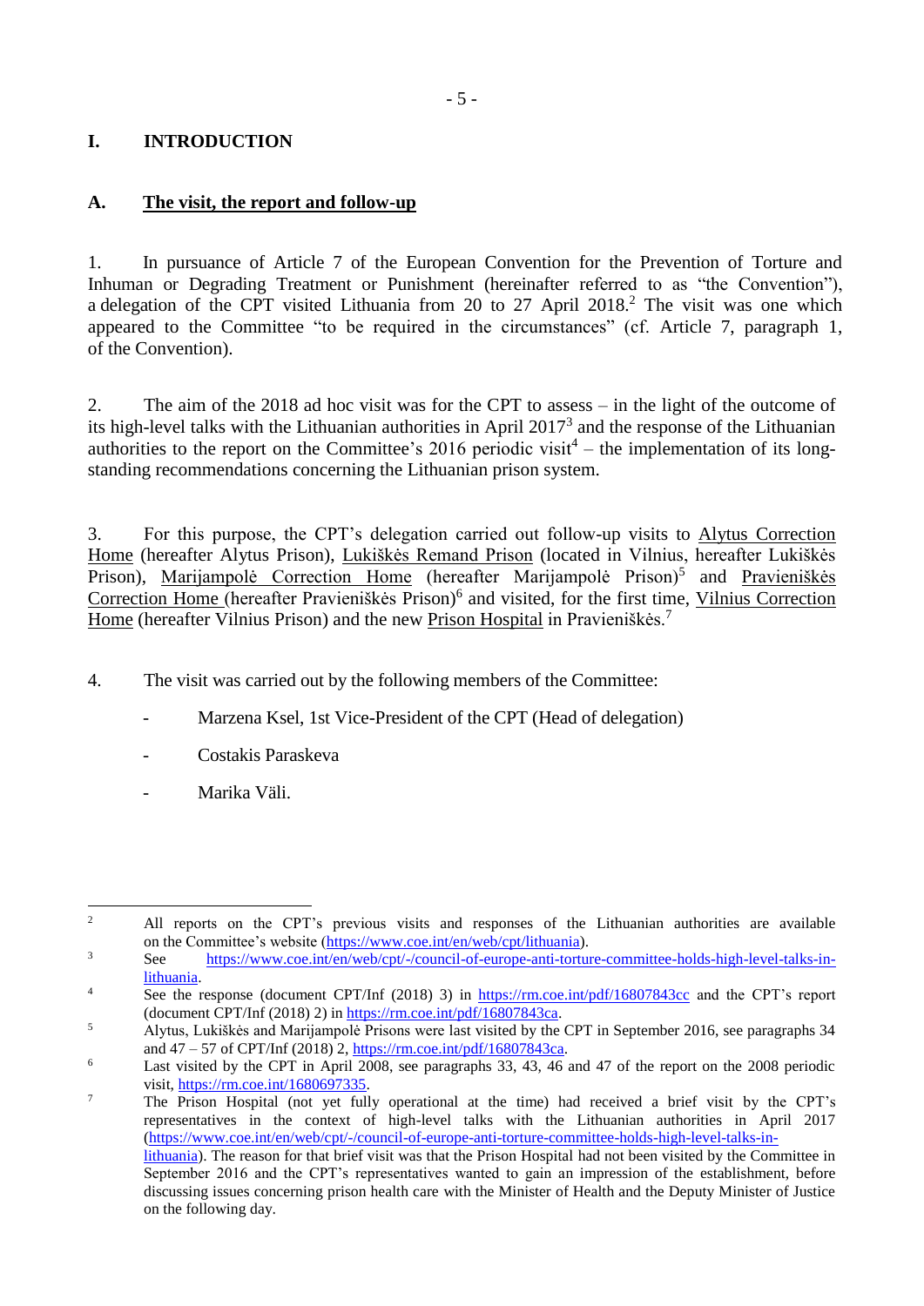# I. INTRODUCTION

## A. The visit, the report and follow-up

1. In pursuance of Article 7 of the European Convention for the Prevention of Torture and Inhuman or Degrading Treatment or Punishment (hereinafter referred to as "the Convention"), a delegation of the CPT visited Lithuania from 20 to 27 April 2018.[2] The visit was one which appeared to the Committee "to be required in the circumstances" (cf. Article 7, paragraph 1, of the Convention).

2. The aim of the 2018 ad hoc visit was for the CPT to assess – in the light of the outcome of its high-level talks with the Lithuanian authorities in April 2017[3] and the response of the Lithuanian authorities to the report on the Committee's 2016 periodic visit[4] – the implementation of its long-standing recommendations concerning the Lithuanian prison system.

3. For this purpose, the CPT's delegation carried out follow-up visits to Alytus Correction Home (hereafter Alytus Prison), Lukiškės Remand Prison (located in Vilnius, hereafter Lukiškės Prison), Marijampolė Correction Home (hereafter Marijampolė Prison)[5] and Pravieniškės Correction Home (hereafter Pravieniškės Prison)[6] and visited, for the first time, Vilnius Correction Home (hereafter Vilnius Prison) and the new Prison Hospital in Pravieniškės.[7]

4. The visit was carried out by the following members of the Committee:

- Marzena Ksel, 1st Vice-President of the CPT (Head of delegation)
- Costakis Paraskeva
- Marika Väli.

---

[2] All reports on the CPT's previous visits and responses of the Lithuanian authorities are available on the Committee's website (https://www.coe.int/en/web/cpt/lithuania).

[3] See https://www.coe.int/en/web/cpt/-/council-of-europe-anti-torture-committee-holds-high-level-talks-in-lithuania.

[4] See the response (document CPT/Inf (2018) 3) in https://rm.coe.int/pdf/16807843cc and the CPT's report (document CPT/Inf (2018) 2) in https://rm.coe.int/pdf/16807843ca.

[5] Alytus, Lukiškės and Marijampolė Prisons were last visited by the CPT in September 2016, see paragraphs 34 and 47 – 57 of CPT/Inf (2018) 2, https://rm.coe.int/pdf/16807843ca.

[6] Last visited by the CPT in April 2008, see paragraphs 33, 43, 46 and 47 of the report on the 2008 periodic visit, https://rm.coe.int/1680697335.

[7] The Prison Hospital (not yet fully operational at the time) had received a brief visit by the CPT's representatives in the context of high-level talks with the Lithuanian authorities in April 2017 (https://www.coe.int/en/web/cpt/-/council-of-europe-anti-torture-committee-holds-high-level-talks-in-lithuania). The reason for that brief visit was that the Prison Hospital had not been visited by the Committee in September 2016 and the CPT's representatives wanted to gain an impression of the establishment, before discussing issues concerning prison health care with the Minister of Health and the Deputy Minister of Justice on the following day.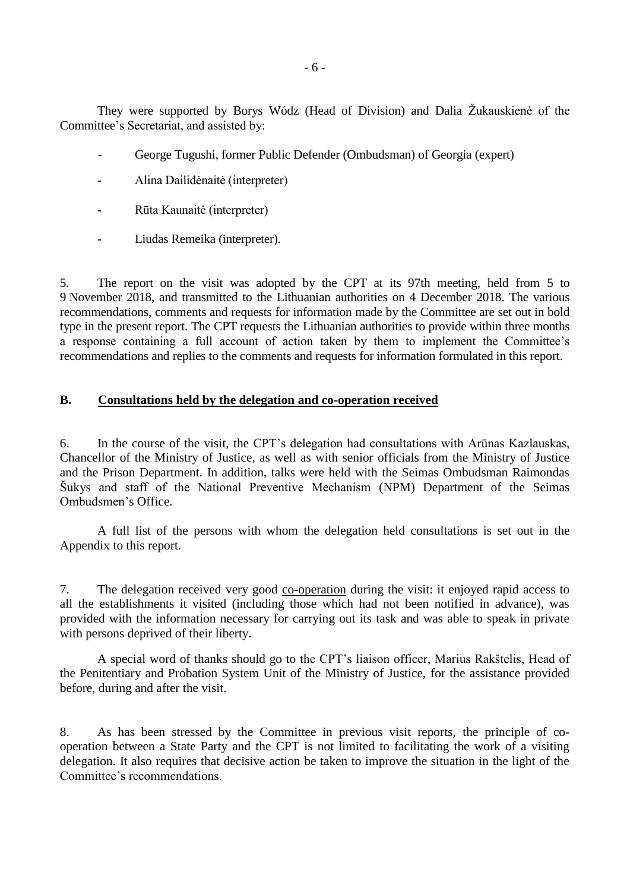They were supported by Borys Wódz (Head of Division) and Dalia Žukauskienė of the Committee's Secretariat, and assisted by:

- George Tugushi, former Public Defender (Ombudsman) of Georgia (expert)
- Alina Dailidėnaitė (interpreter)
- Rūta Kaunaitė (interpreter)
- Liudas Remeika (interpreter).

5. The report on the visit was adopted by the CPT at its 97th meeting, held from 5 to 9 November 2018, and transmitted to the Lithuanian authorities on 4 December 2018. The various recommendations, comments and requests for information made by the Committee are set out in bold type in the present report. The CPT requests the Lithuanian authorities to provide within three months a response containing a full account of action taken by them to implement the Committee's recommendations and replies to the comments and requests for information formulated in this report.

## B. Consultations held by the delegation and co-operation received

6. In the course of the visit, the CPT's delegation had consultations with Arūnas Kazlauskas, Chancellor of the Ministry of Justice, as well as with senior officials from the Ministry of Justice and the Prison Department. In addition, talks were held with the Seimas Ombudsman Raimondas Šukys and staff of the National Preventive Mechanism (NPM) Department of the Seimas Ombudsmen's Office.

A full list of the persons with whom the delegation held consultations is set out in the Appendix to this report.

7. The delegation received very good co-operation during the visit: it enjoyed rapid access to all the establishments it visited (including those which had not been notified in advance), was provided with the information necessary for carrying out its task and was able to speak in private with persons deprived of their liberty.

A special word of thanks should go to the CPT's liaison officer, Marius Rakštelis, Head of the Penitentiary and Probation System Unit of the Ministry of Justice, for the assistance provided before, during and after the visit.

8. As has been stressed by the Committee in previous visit reports, the principle of co-operation between a State Party and the CPT is not limited to facilitating the work of a visiting delegation. It also requires that decisive action be taken to improve the situation in the light of the Committee's recommendations.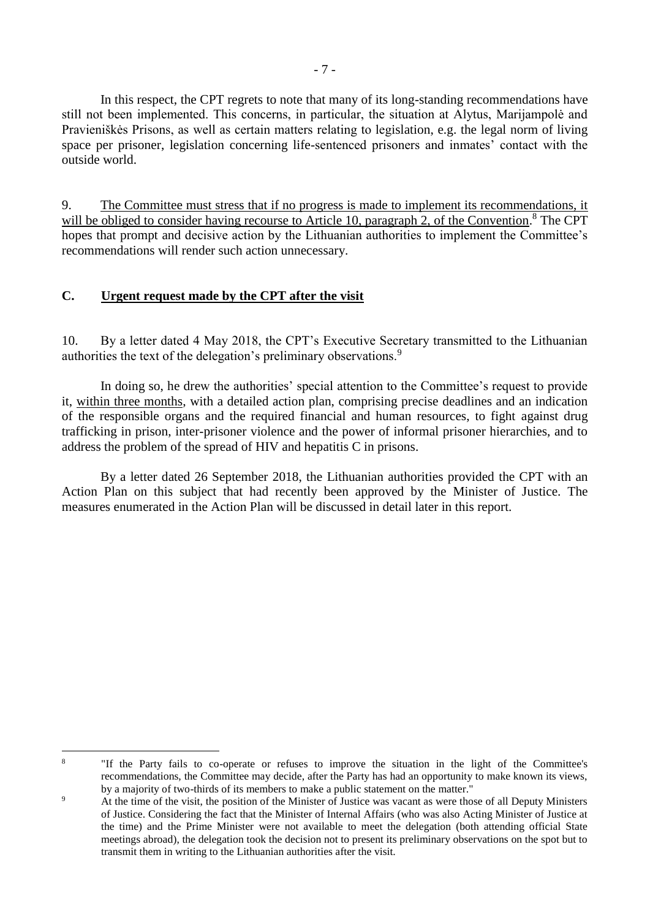In this respect, the CPT regrets to note that many of its long-standing recommendations have still not been implemented. This concerns, in particular, the situation at Alytus, Marijampolė and Pravieniškės Prisons, as well as certain matters relating to legislation, e.g. the legal norm of living space per prisoner, legislation concerning life-sentenced prisoners and inmates' contact with the outside world.

9. The Committee must stress that if no progress is made to implement its recommendations, it will be obliged to consider having recourse to Article 10, paragraph 2, of the Convention.[8] The CPT hopes that prompt and decisive action by the Lithuanian authorities to implement the Committee's recommendations will render such action unnecessary.

## C. Urgent request made by the CPT after the visit

10. By a letter dated 4 May 2018, the CPT's Executive Secretary transmitted to the Lithuanian authorities the text of the delegation's preliminary observations.[9]

In doing so, he drew the authorities' special attention to the Committee's request to provide it, within three months, with a detailed action plan, comprising precise deadlines and an indication of the responsible organs and the required financial and human resources, to fight against drug trafficking in prison, inter-prisoner violence and the power of informal prisoner hierarchies, and to address the problem of the spread of HIV and hepatitis C in prisons.

By a letter dated 26 September 2018, the Lithuanian authorities provided the CPT with an Action Plan on this subject that had recently been approved by the Minister of Justice. The measures enumerated in the Action Plan will be discussed in detail later in this report.

---

[8] "If the Party fails to co-operate or refuses to improve the situation in the light of the Committee's recommendations, the Committee may decide, after the Party has had an opportunity to make known its views, by a majority of two-thirds of its members to make a public statement on the matter."

[9] At the time of the visit, the position of the Minister of Justice was vacant as were those of all Deputy Ministers of Justice. Considering the fact that the Minister of Internal Affairs (who was also Acting Minister of Justice at the time) and the Prime Minister were not available to meet the delegation (both attending official State meetings abroad), the delegation took the decision not to present its preliminary observations on the spot but to transmit them in writing to the Lithuanian authorities after the visit.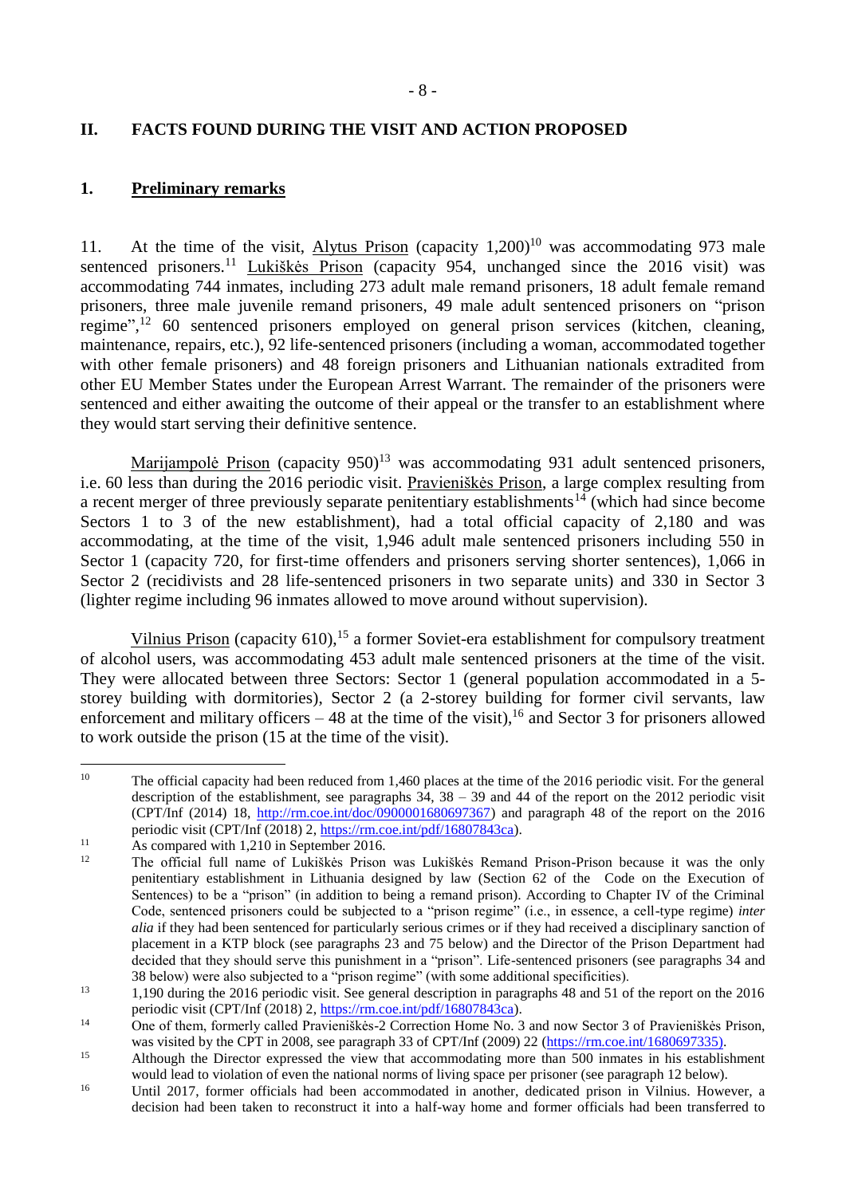## II. FACTS FOUND DURING THE VISIT AND ACTION PROPOSED

### 1. Preliminary remarks

11. At the time of the visit, Alytus Prison (capacity 1,200)[10] was accommodating 973 male sentenced prisoners.[11] Lukiškės Prison (capacity 954, unchanged since the 2016 visit) was accommodating 744 inmates, including 273 adult male remand prisoners, 18 adult female remand prisoners, three male juvenile remand prisoners, 49 male adult sentenced prisoners on "prison regime",[12] 60 sentenced prisoners employed on general prison services (kitchen, cleaning, maintenance, repairs, etc.), 92 life-sentenced prisoners (including a woman, accommodated together with other female prisoners) and 48 foreign prisoners and Lithuanian nationals extradited from other EU Member States under the European Arrest Warrant. The remainder of the prisoners were sentenced and either awaiting the outcome of their appeal or the transfer to an establishment where they would start serving their definitive sentence.

Marijampolė Prison (capacity 950)[13] was accommodating 931 adult sentenced prisoners, i.e. 60 less than during the 2016 periodic visit. Pravieniškės Prison, a large complex resulting from a recent merger of three previously separate penitentiary establishments[14] (which had since become Sectors 1 to 3 of the new establishment), had a total official capacity of 2,180 and was accommodating, at the time of the visit, 1,946 adult male sentenced prisoners including 550 in Sector 1 (capacity 720, for first-time offenders and prisoners serving shorter sentences), 1,066 in Sector 2 (recidivists and 28 life-sentenced prisoners in two separate units) and 330 in Sector 3 (lighter regime including 96 inmates allowed to move around without supervision).

Vilnius Prison (capacity 610),[15] a former Soviet-era establishment for compulsory treatment of alcohol users, was accommodating 453 adult male sentenced prisoners at the time of the visit. They were allocated between three Sectors: Sector 1 (general population accommodated in a 5-storey building with dormitories), Sector 2 (a 2-storey building for former civil servants, law enforcement and military officers – 48 at the time of the visit),[16] and Sector 3 for prisoners allowed to work outside the prison (15 at the time of the visit).

---

[10] The official capacity had been reduced from 1,460 places at the time of the 2016 periodic visit. For the general description of the establishment, see paragraphs 34, 38 – 39 and 44 of the report on the 2012 periodic visit (CPT/Inf (2014) 18, http://rm.coe.int/doc/0900001680697367) and paragraph 48 of the report on the 2016 periodic visit (CPT/Inf (2018) 2, https://rm.coe.int/pdf/16807843ca).

[11] As compared with 1,210 in September 2016.

[12] The official full name of Lukiškės Prison was Lukiškės Remand Prison-Prison because it was the only penitentiary establishment in Lithuania designed by law (Section 62 of the Code on the Execution of Sentences) to be a "prison" (in addition to being a remand prison). According to Chapter IV of the Criminal Code, sentenced prisoners could be subjected to a "prison regime" (i.e., in essence, a cell-type regime) *inter alia* if they had been sentenced for particularly serious crimes or if they had received a disciplinary sanction of placement in a KTP block (see paragraphs 23 and 75 below) and the Director of the Prison Department had decided that they should serve this punishment in a "prison". Life-sentenced prisoners (see paragraphs 34 and 38 below) were also subjected to a "prison regime" (with some additional specificities).

[13] 1,190 during the 2016 periodic visit. See general description in paragraphs 48 and 51 of the report on the 2016 periodic visit (CPT/Inf (2018) 2, https://rm.coe.int/pdf/16807843ca).

[14] One of them, formerly called Pravieniškės-2 Correction Home No. 3 and now Sector 3 of Pravieniškės Prison, was visited by the CPT in 2008, see paragraph 33 of CPT/Inf (2009) 22 (https://rm.coe.int/1680697335).

[15] Although the Director expressed the view that accommodating more than 500 inmates in his establishment would lead to violation of even the national norms of living space per prisoner (see paragraph 12 below).

[16] Until 2017, former officials had been accommodated in another, dedicated prison in Vilnius. However, a decision had been taken to reconstruct it into a half-way home and former officials had been transferred to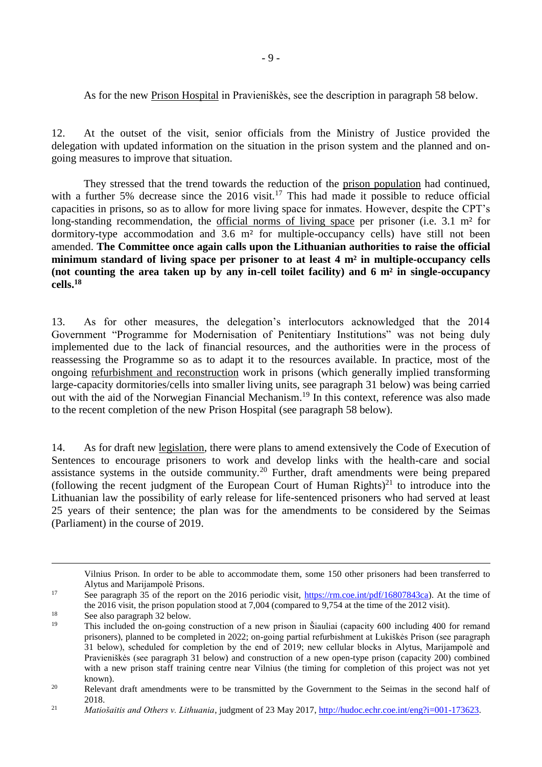As for the new Prison Hospital in Pravieniškės, see the description in paragraph 58 below.

12. At the outset of the visit, senior officials from the Ministry of Justice provided the delegation with updated information on the situation in the prison system and the planned and on-going measures to improve that situation.

They stressed that the trend towards the reduction of the prison population had continued, with a further 5% decrease since the 2016 visit.[17] This had made it possible to reduce official capacities in prisons, so as to allow for more living space for inmates. However, despite the CPT's long-standing recommendation, the official norms of living space per prisoner (i.e. 3.1 m² for dormitory-type accommodation and 3.6 m² for multiple-occupancy cells) have still not been amended. **The Committee once again calls upon the Lithuanian authorities to raise the official minimum standard of living space per prisoner to at least 4 m² in multiple-occupancy cells (not counting the area taken up by any in-cell toilet facility) and 6 m² in single-occupancy cells.**[18]

13. As for other measures, the delegation's interlocutors acknowledged that the 2014 Government "Programme for Modernisation of Penitentiary Institutions" was not being duly implemented due to the lack of financial resources, and the authorities were in the process of reassessing the Programme so as to adapt it to the resources available. In practice, most of the ongoing refurbishment and reconstruction work in prisons (which generally implied transforming large-capacity dormitories/cells into smaller living units, see paragraph 31 below) was being carried out with the aid of the Norwegian Financial Mechanism.[19] In this context, reference was also made to the recent completion of the new Prison Hospital (see paragraph 58 below).

14. As for draft new legislation, there were plans to amend extensively the Code of Execution of Sentences to encourage prisoners to work and develop links with the health-care and social assistance systems in the outside community.[20] Further, draft amendments were being prepared (following the recent judgment of the European Court of Human Rights)[21] to introduce into the Lithuanian law the possibility of early release for life-sentenced prisoners who had served at least 25 years of their sentence; the plan was for the amendments to be considered by the Seimas (Parliament) in the course of 2019.

---

Vilnius Prison. In order to be able to accommodate them, some 150 other prisoners had been transferred to Alytus and Marijampolė Prisons.

[17] See paragraph 35 of the report on the 2016 periodic visit, https://rm.coe.int/pdf/16807843ca). At the time of the 2016 visit, the prison population stood at 7,004 (compared to 9,754 at the time of the 2012 visit).

[18] See also paragraph 32 below.

[19] This included the on-going construction of a new prison in Šiauliai (capacity 600 including 400 for remand prisoners), planned to be completed in 2022; on-going partial refurbishment at Lukiškės Prison (see paragraph 31 below), scheduled for completion by the end of 2019; new cellular blocks in Alytus, Marijampolė and Pravieniškės (see paragraph 31 below) and construction of a new open-type prison (capacity 200) combined with a new prison staff training centre near Vilnius (the timing for completion of this project was not yet known).

[20] Relevant draft amendments were to be transmitted by the Government to the Seimas in the second half of 2018.

[21] *Matiošaitis and Others v. Lithuania*, judgment of 23 May 2017, http://hudoc.echr.coe.int/eng?i=001-173623.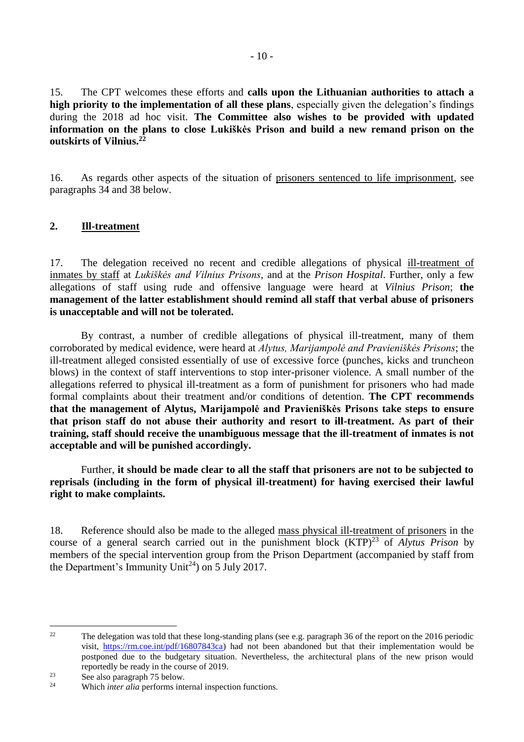15. The CPT welcomes these efforts and **calls upon the Lithuanian authorities to attach a high priority to the implementation of all these plans**, especially given the delegation's findings during the 2018 ad hoc visit. **The Committee also wishes to be provided with updated information on the plans to close Lukiškės Prison and build a new remand prison on the outskirts of Vilnius.**[22]

16. As regards other aspects of the situation of prisoners sentenced to life imprisonment, see paragraphs 34 and 38 below.

## 2. Ill-treatment

17. The delegation received no recent and credible allegations of physical ill-treatment of inmates by staff at *Lukiškės and Vilnius Prisons*, and at the *Prison Hospital*. Further, only a few allegations of staff using rude and offensive language were heard at *Vilnius Prison*; **the management of the latter establishment should remind all staff that verbal abuse of prisoners is unacceptable and will not be tolerated.**

By contrast, a number of credible allegations of physical ill-treatment, many of them corroborated by medical evidence, were heard at *Alytus, Marijampolė and Pravieniškės Prisons*; the ill-treatment alleged consisted essentially of use of excessive force (punches, kicks and truncheon blows) in the context of staff interventions to stop inter-prisoner violence. A small number of the allegations referred to physical ill-treatment as a form of punishment for prisoners who had made formal complaints about their treatment and/or conditions of detention. **The CPT recommends that the management of Alytus, Marijampolė and Pravieniškės Prisons take steps to ensure that prison staff do not abuse their authority and resort to ill-treatment. As part of their training, staff should receive the unambiguous message that the ill-treatment of inmates is not acceptable and will be punished accordingly.**

Further, **it should be made clear to all the staff that prisoners are not to be subjected to reprisals (including in the form of physical ill-treatment) for having exercised their lawful right to make complaints.**

18. Reference should also be made to the alleged mass physical ill-treatment of prisoners in the course of a general search carried out in the punishment block (KTP)[23] of *Alytus Prison* by members of the special intervention group from the Prison Department (accompanied by staff from the Department's Immunity Unit[24]) on 5 July 2017.

---

[22] The delegation was told that these long-standing plans (see e.g. paragraph 36 of the report on the 2016 periodic visit, https://rm.coe.int/pdf/16807843ca) had not been abandoned but that their implementation would be postponed due to the budgetary situation. Nevertheless, the architectural plans of the new prison would reportedly be ready in the course of 2019.

[23] See also paragraph 75 below.

[24] Which *inter alia* performs internal inspection functions.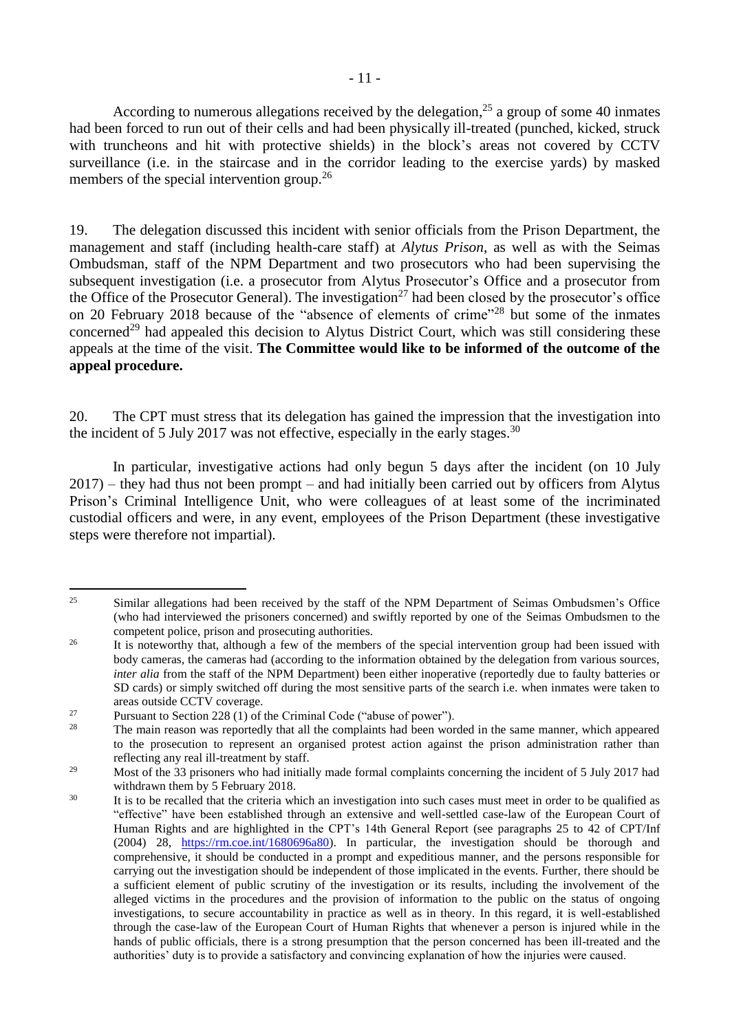According to numerous allegations received by the delegation,[25] a group of some 40 inmates had been forced to run out of their cells and had been physically ill-treated (punched, kicked, struck with truncheons and hit with protective shields) in the block's areas not covered by CCTV surveillance (i.e. in the staircase and in the corridor leading to the exercise yards) by masked members of the special intervention group.[26]

19. The delegation discussed this incident with senior officials from the Prison Department, the management and staff (including health-care staff) at *Alytus Prison*, as well as with the Seimas Ombudsman, staff of the NPM Department and two prosecutors who had been supervising the subsequent investigation (i.e. a prosecutor from Alytus Prosecutor's Office and a prosecutor from the Office of the Prosecutor General). The investigation[27] had been closed by the prosecutor's office on 20 February 2018 because of the "absence of elements of crime"[28] but some of the inmates concerned[29] had appealed this decision to Alytus District Court, which was still considering these appeals at the time of the visit. **The Committee would like to be informed of the outcome of the appeal procedure.**

20. The CPT must stress that its delegation has gained the impression that the investigation into the incident of 5 July 2017 was not effective, especially in the early stages.[30]

In particular, investigative actions had only begun 5 days after the incident (on 10 July 2017) – they had thus not been prompt – and had initially been carried out by officers from Alytus Prison's Criminal Intelligence Unit, who were colleagues of at least some of the incriminated custodial officers and were, in any event, employees of the Prison Department (these investigative steps were therefore not impartial).

---

[25] Similar allegations had been received by the staff of the NPM Department of Seimas Ombudsmen's Office (who had interviewed the prisoners concerned) and swiftly reported by one of the Seimas Ombudsmen to the competent police, prison and prosecuting authorities.

[26] It is noteworthy that, although a few of the members of the special intervention group had been issued with body cameras, the cameras had (according to the information obtained by the delegation from various sources, *inter alia* from the staff of the NPM Department) been either inoperative (reportedly due to faulty batteries or SD cards) or simply switched off during the most sensitive parts of the search i.e. when inmates were taken to areas outside CCTV coverage.

[27] Pursuant to Section 228 (1) of the Criminal Code ("abuse of power").

[28] The main reason was reportedly that all the complaints had been worded in the same manner, which appeared to the prosecution to represent an organised protest action against the prison administration rather than reflecting any real ill-treatment by staff.

[29] Most of the 33 prisoners who had initially made formal complaints concerning the incident of 5 July 2017 had withdrawn them by 5 February 2018.

[30] It is to be recalled that the criteria which an investigation into such cases must meet in order to be qualified as "effective" have been established through an extensive and well-settled case-law of the European Court of Human Rights and are highlighted in the CPT's 14th General Report (see paragraphs 25 to 42 of CPT/Inf (2004) 28, https://rm.coe.int/1680696a80). In particular, the investigation should be thorough and comprehensive, it should be conducted in a prompt and expeditious manner, and the persons responsible for carrying out the investigation should be independent of those implicated in the events. Further, there should be a sufficient element of public scrutiny of the investigation or its results, including the involvement of the alleged victims in the procedures and the provision of information to the public on the status of ongoing investigations, to secure accountability in practice as well as in theory. In this regard, it is well-established through the case-law of the European Court of Human Rights that whenever a person is injured while in the hands of public officials, there is a strong presumption that the person concerned has been ill-treated and the authorities' duty is to provide a satisfactory and convincing explanation of how the injuries were caused.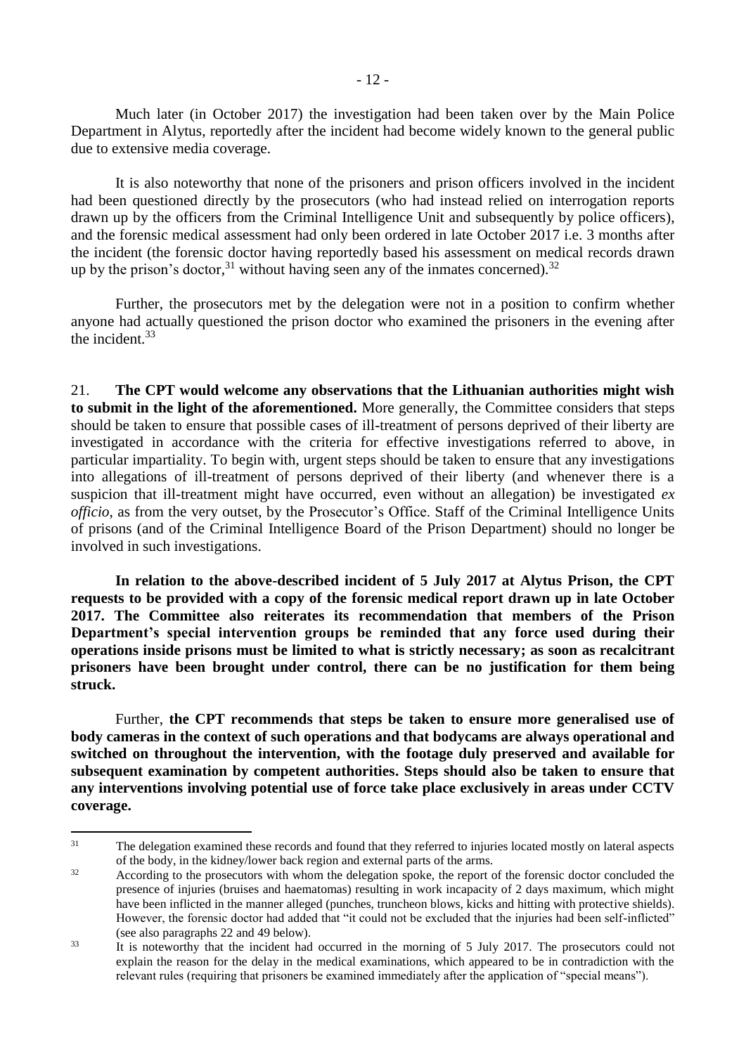Much later (in October 2017) the investigation had been taken over by the Main Police Department in Alytus, reportedly after the incident had become widely known to the general public due to extensive media coverage.

It is also noteworthy that none of the prisoners and prison officers involved in the incident had been questioned directly by the prosecutors (who had instead relied on interrogation reports drawn up by the officers from the Criminal Intelligence Unit and subsequently by police officers), and the forensic medical assessment had only been ordered in late October 2017 i.e. 3 months after the incident (the forensic doctor having reportedly based his assessment on medical records drawn up by the prison's doctor,[31] without having seen any of the inmates concerned).[32]

Further, the prosecutors met by the delegation were not in a position to confirm whether anyone had actually questioned the prison doctor who examined the prisoners in the evening after the incident.[33]

21. **The CPT would welcome any observations that the Lithuanian authorities might wish to submit in the light of the aforementioned.** More generally, the Committee considers that steps should be taken to ensure that possible cases of ill-treatment of persons deprived of their liberty are investigated in accordance with the criteria for effective investigations referred to above, in particular impartiality. To begin with, urgent steps should be taken to ensure that any investigations into allegations of ill-treatment of persons deprived of their liberty (and whenever there is a suspicion that ill-treatment might have occurred, even without an allegation) be investigated *ex officio*, as from the very outset, by the Prosecutor's Office. Staff of the Criminal Intelligence Units of prisons (and of the Criminal Intelligence Board of the Prison Department) should no longer be involved in such investigations.

**In relation to the above-described incident of 5 July 2017 at Alytus Prison, the CPT requests to be provided with a copy of the forensic medical report drawn up in late October 2017. The Committee also reiterates its recommendation that members of the Prison Department's special intervention groups be reminded that any force used during their operations inside prisons must be limited to what is strictly necessary; as soon as recalcitrant prisoners have been brought under control, there can be no justification for them being struck.**

Further, **the CPT recommends that steps be taken to ensure more generalised use of body cameras in the context of such operations and that bodycams are always operational and switched on throughout the intervention, with the footage duly preserved and available for subsequent examination by competent authorities. Steps should also be taken to ensure that any interventions involving potential use of force take place exclusively in areas under CCTV coverage.**

---

[31] The delegation examined these records and found that they referred to injuries located mostly on lateral aspects of the body, in the kidney/lower back region and external parts of the arms.

[32] According to the prosecutors with whom the delegation spoke, the report of the forensic doctor concluded the presence of injuries (bruises and haematomas) resulting in work incapacity of 2 days maximum, which might have been inflicted in the manner alleged (punches, truncheon blows, kicks and hitting with protective shields). However, the forensic doctor had added that "it could not be excluded that the injuries had been self-inflicted" (see also paragraphs 22 and 49 below).

[33] It is noteworthy that the incident had occurred in the morning of 5 July 2017. The prosecutors could not explain the reason for the delay in the medical examinations, which appeared to be in contradiction with the relevant rules (requiring that prisoners be examined immediately after the application of "special means").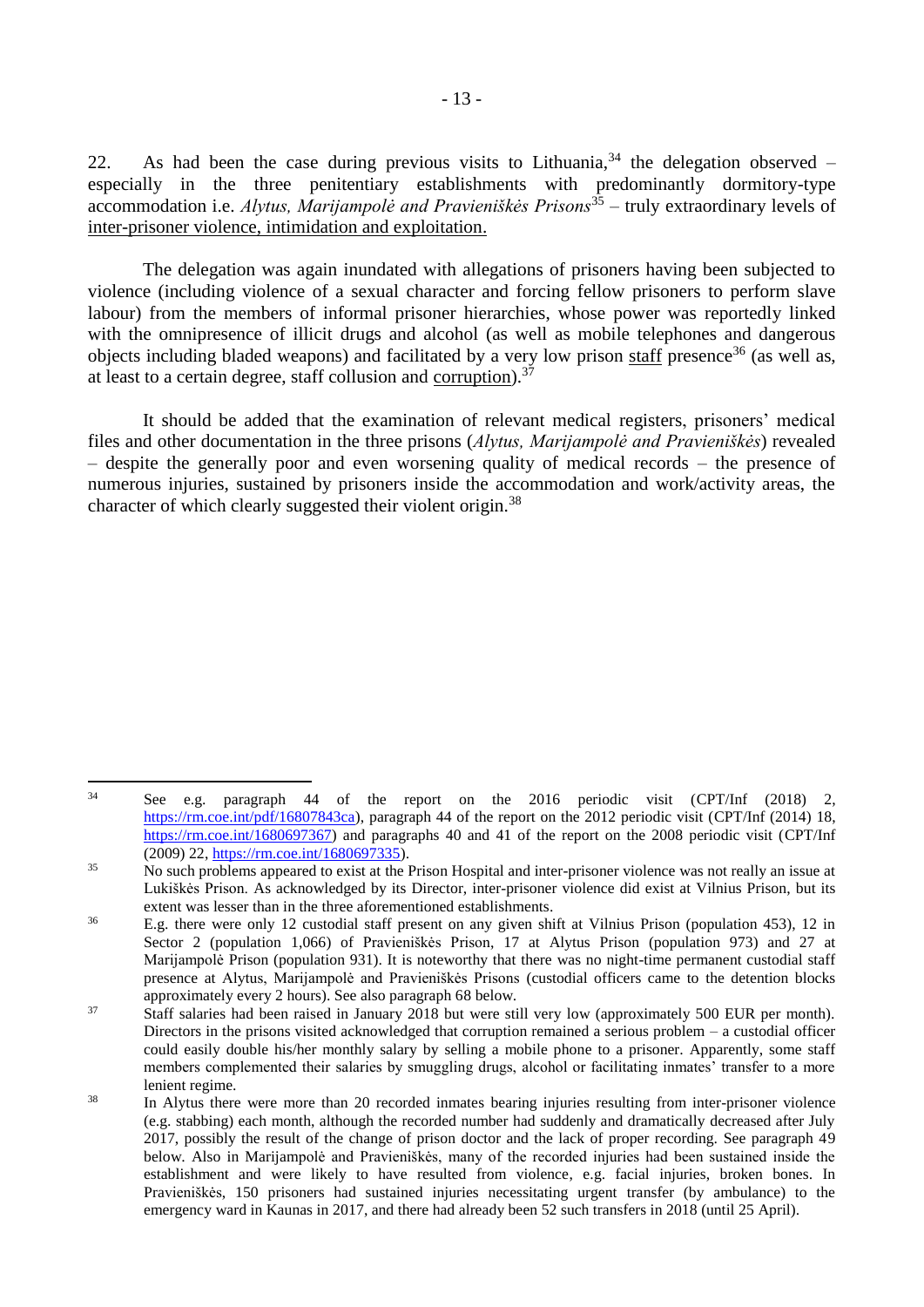22. As had been the case during previous visits to Lithuania,[34] the delegation observed – especially in the three penitentiary establishments with predominantly dormitory-type accommodation i.e. *Alytus, Marijampolė and Pravieniškės Prisons*[35] – truly extraordinary levels of inter-prisoner violence, intimidation and exploitation.

The delegation was again inundated with allegations of prisoners having been subjected to violence (including violence of a sexual character and forcing fellow prisoners to perform slave labour) from the members of informal prisoner hierarchies, whose power was reportedly linked with the omnipresence of illicit drugs and alcohol (as well as mobile telephones and dangerous objects including bladed weapons) and facilitated by a very low prison staff presence[36] (as well as, at least to a certain degree, staff collusion and corruption).[37]

It should be added that the examination of relevant medical registers, prisoners' medical files and other documentation in the three prisons (*Alytus, Marijampolė and Pravieniškės*) revealed – despite the generally poor and even worsening quality of medical records – the presence of numerous injuries, sustained by prisoners inside the accommodation and work/activity areas, the character of which clearly suggested their violent origin.[38]

---

[34] See e.g. paragraph 44 of the report on the 2016 periodic visit (CPT/Inf (2018) 2, https://rm.coe.int/pdf/16807843ca), paragraph 44 of the report on the 2012 periodic visit (CPT/Inf (2014) 18, https://rm.coe.int/1680697367) and paragraphs 40 and 41 of the report on the 2008 periodic visit (CPT/Inf (2009) 22, https://rm.coe.int/1680697335).

[35] No such problems appeared to exist at the Prison Hospital and inter-prisoner violence was not really an issue at Lukiškės Prison. As acknowledged by its Director, inter-prisoner violence did exist at Vilnius Prison, but its extent was lesser than in the three aforementioned establishments.

[36] E.g. there were only 12 custodial staff present on any given shift at Vilnius Prison (population 453), 12 in Sector 2 (population 1,066) of Pravieniškės Prison, 17 at Alytus Prison (population 973) and 27 at Marijampolė Prison (population 931). It is noteworthy that there was no night-time permanent custodial staff presence at Alytus, Marijampolė and Pravieniškės Prisons (custodial officers came to the detention blocks approximately every 2 hours). See also paragraph 68 below.

[37] Staff salaries had been raised in January 2018 but were still very low (approximately 500 EUR per month). Directors in the prisons visited acknowledged that corruption remained a serious problem – a custodial officer could easily double his/her monthly salary by selling a mobile phone to a prisoner. Apparently, some staff members complemented their salaries by smuggling drugs, alcohol or facilitating inmates' transfer to a more lenient regime.

[38] In Alytus there were more than 20 recorded inmates bearing injuries resulting from inter-prisoner violence (e.g. stabbing) each month, although the recorded number had suddenly and dramatically decreased after July 2017, possibly the result of the change of prison doctor and the lack of proper recording. See paragraph 49 below. Also in Marijampolė and Pravieniškės, many of the recorded injuries had been sustained inside the establishment and were likely to have resulted from violence, e.g. facial injuries, broken bones. In Pravieniškės, 150 prisoners had sustained injuries necessitating urgent transfer (by ambulance) to the emergency ward in Kaunas in 2017, and there had already been 52 such transfers in 2018 (until 25 April).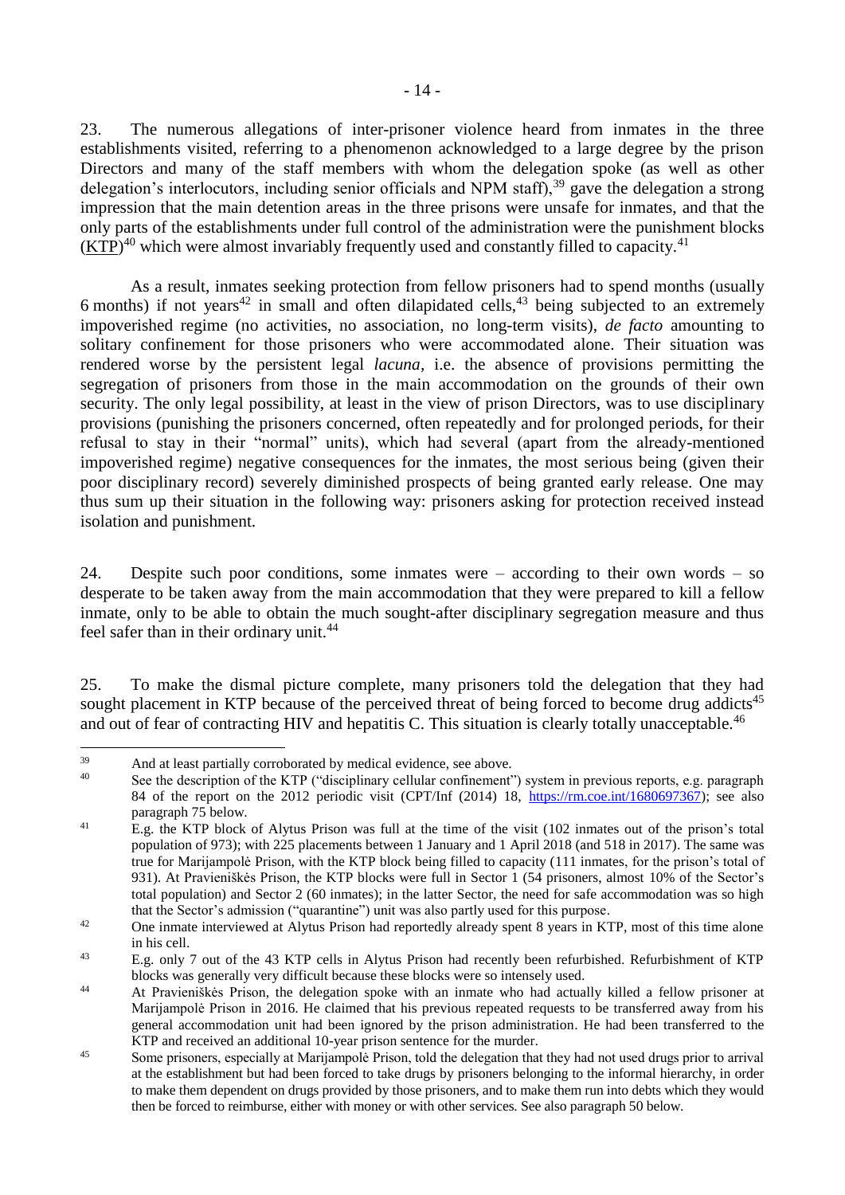23. The numerous allegations of inter-prisoner violence heard from inmates in the three establishments visited, referring to a phenomenon acknowledged to a large degree by the prison Directors and many of the staff members with whom the delegation spoke (as well as other delegation's interlocutors, including senior officials and NPM staff),[39] gave the delegation a strong impression that the main detention areas in the three prisons were unsafe for inmates, and that the only parts of the establishments under full control of the administration were the punishment blocks (KTP)[40] which were almost invariably frequently used and constantly filled to capacity.[41]

As a result, inmates seeking protection from fellow prisoners had to spend months (usually 6 months) if not years[42] in small and often dilapidated cells,[43] being subjected to an extremely impoverished regime (no activities, no association, no long-term visits), *de facto* amounting to solitary confinement for those prisoners who were accommodated alone. Their situation was rendered worse by the persistent legal *lacuna*, i.e. the absence of provisions permitting the segregation of prisoners from those in the main accommodation on the grounds of their own security. The only legal possibility, at least in the view of prison Directors, was to use disciplinary provisions (punishing the prisoners concerned, often repeatedly and for prolonged periods, for their refusal to stay in their "normal" units), which had several (apart from the already-mentioned impoverished regime) negative consequences for the inmates, the most serious being (given their poor disciplinary record) severely diminished prospects of being granted early release. One may thus sum up their situation in the following way: prisoners asking for protection received instead isolation and punishment.

24. Despite such poor conditions, some inmates were – according to their own words – so desperate to be taken away from the main accommodation that they were prepared to kill a fellow inmate, only to be able to obtain the much sought-after disciplinary segregation measure and thus feel safer than in their ordinary unit.[44]

25. To make the dismal picture complete, many prisoners told the delegation that they had sought placement in KTP because of the perceived threat of being forced to become drug addicts[45] and out of fear of contracting HIV and hepatitis C. This situation is clearly totally unacceptable.[46]

---

[39] And at least partially corroborated by medical evidence, see above.

[40] See the description of the KTP ("disciplinary cellular confinement") system in previous reports, e.g. paragraph 84 of the report on the 2012 periodic visit (CPT/Inf (2014) 18, https://rm.coe.int/1680697367); see also paragraph 75 below.

[41] E.g. the KTP block of Alytus Prison was full at the time of the visit (102 inmates out of the prison's total population of 973); with 225 placements between 1 January and 1 April 2018 (and 518 in 2017). The same was true for Marijampolė Prison, with the KTP block being filled to capacity (111 inmates, for the prison's total of 931). At Pravieniškės Prison, the KTP blocks were full in Sector 1 (54 prisoners, almost 10% of the Sector's total population) and Sector 2 (60 inmates); in the latter Sector, the need for safe accommodation was so high that the Sector's admission ("quarantine") unit was also partly used for this purpose.

[42] One inmate interviewed at Alytus Prison had reportedly already spent 8 years in KTP, most of this time alone in his cell.

[43] E.g. only 7 out of the 43 KTP cells in Alytus Prison had recently been refurbished. Refurbishment of KTP blocks was generally very difficult because these blocks were so intensely used.

[44] At Pravieniškės Prison, the delegation spoke with an inmate who had actually killed a fellow prisoner at Marijampolė Prison in 2016. He claimed that his previous repeated requests to be transferred away from his general accommodation unit had been ignored by the prison administration. He had been transferred to the KTP and received an additional 10-year prison sentence for the murder.

[45] Some prisoners, especially at Marijampolė Prison, told the delegation that they had not used drugs prior to arrival at the establishment but had been forced to take drugs by prisoners belonging to the informal hierarchy, in order to make them dependent on drugs provided by those prisoners, and to make them run into debts which they would then be forced to reimburse, either with money or with other services. See also paragraph 50 below.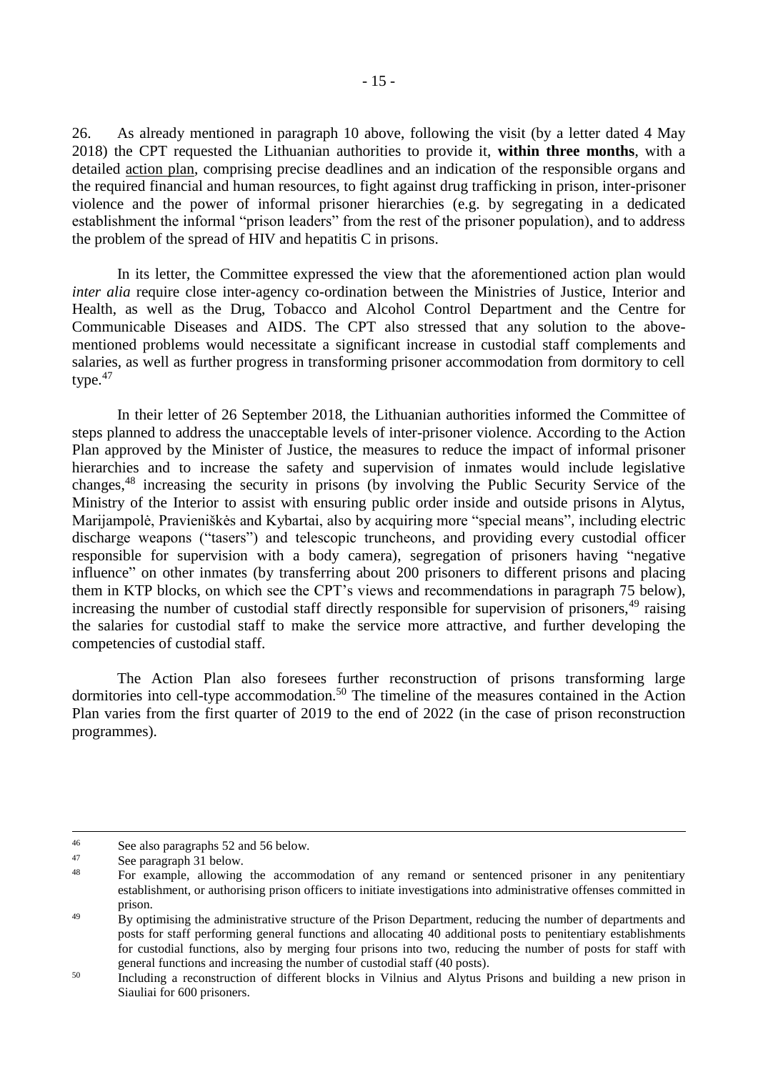26. As already mentioned in paragraph 10 above, following the visit (by a letter dated 4 May 2018) the CPT requested the Lithuanian authorities to provide it, **within three months**, with a detailed action plan, comprising precise deadlines and an indication of the responsible organs and the required financial and human resources, to fight against drug trafficking in prison, inter-prisoner violence and the power of informal prisoner hierarchies (e.g. by segregating in a dedicated establishment the informal "prison leaders" from the rest of the prisoner population), and to address the problem of the spread of HIV and hepatitis C in prisons.

In its letter, the Committee expressed the view that the aforementioned action plan would *inter alia* require close inter-agency co-ordination between the Ministries of Justice, Interior and Health, as well as the Drug, Tobacco and Alcohol Control Department and the Centre for Communicable Diseases and AIDS. The CPT also stressed that any solution to the above-mentioned problems would necessitate a significant increase in custodial staff complements and salaries, as well as further progress in transforming prisoner accommodation from dormitory to cell type.[47]

In their letter of 26 September 2018, the Lithuanian authorities informed the Committee of steps planned to address the unacceptable levels of inter-prisoner violence. According to the Action Plan approved by the Minister of Justice, the measures to reduce the impact of informal prisoner hierarchies and to increase the safety and supervision of inmates would include legislative changes,[48] increasing the security in prisons (by involving the Public Security Service of the Ministry of the Interior to assist with ensuring public order inside and outside prisons in Alytus, Marijampolė, Pravieniškės and Kybartai, also by acquiring more "special means", including electric discharge weapons ("tasers") and telescopic truncheons, and providing every custodial officer responsible for supervision with a body camera), segregation of prisoners having "negative influence" on other inmates (by transferring about 200 prisoners to different prisons and placing them in KTP blocks, on which see the CPT's views and recommendations in paragraph 75 below), increasing the number of custodial staff directly responsible for supervision of prisoners,[49] raising the salaries for custodial staff to make the service more attractive, and further developing the competencies of custodial staff.

The Action Plan also foresees further reconstruction of prisons transforming large dormitories into cell-type accommodation.[50] The timeline of the measures contained in the Action Plan varies from the first quarter of 2019 to the end of 2022 (in the case of prison reconstruction programmes).

---

[46] See also paragraphs 52 and 56 below.

[47] See paragraph 31 below.

[48] For example, allowing the accommodation of any remand or sentenced prisoner in any penitentiary establishment, or authorising prison officers to initiate investigations into administrative offenses committed in prison.

[49] By optimising the administrative structure of the Prison Department, reducing the number of departments and posts for staff performing general functions and allocating 40 additional posts to penitentiary establishments for custodial functions, also by merging four prisons into two, reducing the number of posts for staff with general functions and increasing the number of custodial staff (40 posts).

[50] Including a reconstruction of different blocks in Vilnius and Alytus Prisons and building a new prison in Siauliai for 600 prisoners.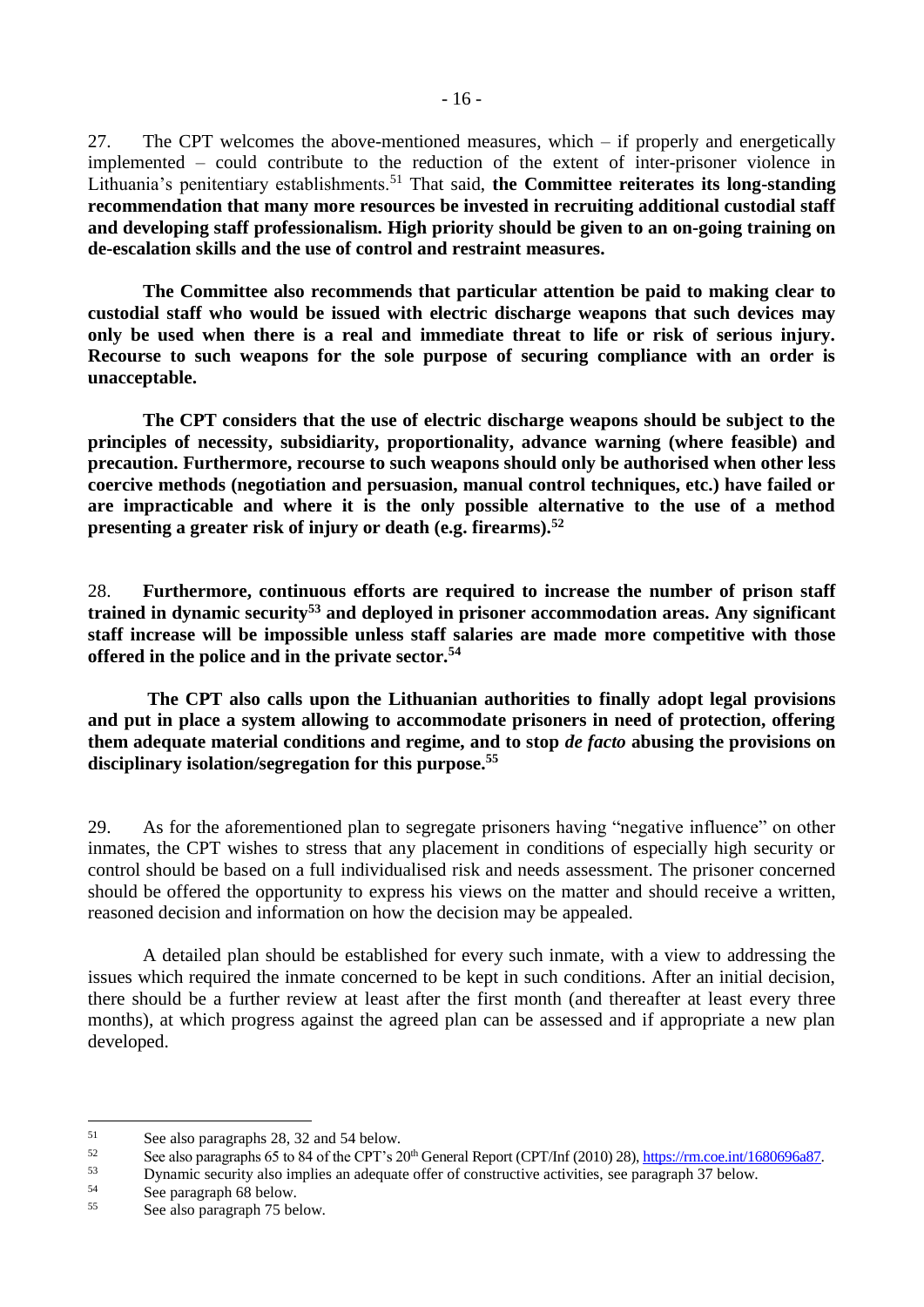27. The CPT welcomes the above-mentioned measures, which – if properly and energetically implemented – could contribute to the reduction of the extent of inter-prisoner violence in Lithuania's penitentiary establishments.[51] That said, **the Committee reiterates its long-standing recommendation that many more resources be invested in recruiting additional custodial staff and developing staff professionalism. High priority should be given to an on-going training on de-escalation skills and the use of control and restraint measures.**

**The Committee also recommends that particular attention be paid to making clear to custodial staff who would be issued with electric discharge weapons that such devices may only be used when there is a real and immediate threat to life or risk of serious injury. Recourse to such weapons for the sole purpose of securing compliance with an order is unacceptable.**

**The CPT considers that the use of electric discharge weapons should be subject to the principles of necessity, subsidiarity, proportionality, advance warning (where feasible) and precaution. Furthermore, recourse to such weapons should only be authorised when other less coercive methods (negotiation and persuasion, manual control techniques, etc.) have failed or are impracticable and where it is the only possible alternative to the use of a method presenting a greater risk of injury or death (e.g. firearms).[52]**

28. **Furthermore, continuous efforts are required to increase the number of prison staff trained in dynamic security[53] and deployed in prisoner accommodation areas. Any significant staff increase will be impossible unless staff salaries are made more competitive with those offered in the police and in the private sector.[54]**

**The CPT also calls upon the Lithuanian authorities to finally adopt legal provisions and put in place a system allowing to accommodate prisoners in need of protection, offering them adequate material conditions and regime, and to stop *de facto* abusing the provisions on disciplinary isolation/segregation for this purpose.[55]**

29. As for the aforementioned plan to segregate prisoners having "negative influence" on other inmates, the CPT wishes to stress that any placement in conditions of especially high security or control should be based on a full individualised risk and needs assessment. The prisoner concerned should be offered the opportunity to express his views on the matter and should receive a written, reasoned decision and information on how the decision may be appealed.

A detailed plan should be established for every such inmate, with a view to addressing the issues which required the inmate concerned to be kept in such conditions. After an initial decision, there should be a further review at least after the first month (and thereafter at least every three months), at which progress against the agreed plan can be assessed and if appropriate a new plan developed.

---

[51] See also paragraphs 28, 32 and 54 below.

[52] See also paragraphs 65 to 84 of the CPT's 20th General Report (CPT/Inf (2010) 28), https://rm.coe.int/1680696a87.

[53] Dynamic security also implies an adequate offer of constructive activities, see paragraph 37 below.

[54] See paragraph 68 below.

[55] See also paragraph 75 below.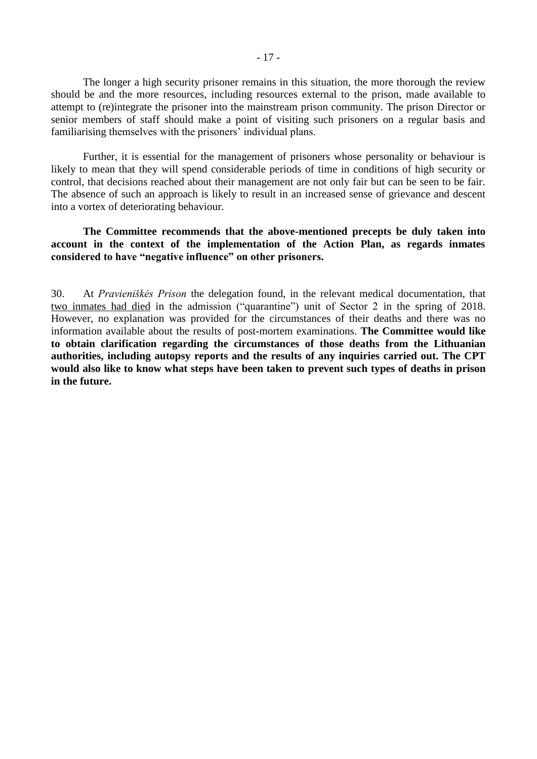The longer a high security prisoner remains in this situation, the more thorough the review should be and the more resources, including resources external to the prison, made available to attempt to (re)integrate the prisoner into the mainstream prison community. The prison Director or senior members of staff should make a point of visiting such prisoners on a regular basis and familiarising themselves with the prisoners' individual plans.

Further, it is essential for the management of prisoners whose personality or behaviour is likely to mean that they will spend considerable periods of time in conditions of high security or control, that decisions reached about their management are not only fair but can be seen to be fair. The absence of such an approach is likely to result in an increased sense of grievance and descent into a vortex of deteriorating behaviour.

**The Committee recommends that the above-mentioned precepts be duly taken into account in the context of the implementation of the Action Plan, as regards inmates considered to have "negative influence" on other prisoners.**

30. At *Pravieniškės Prison* the delegation found, in the relevant medical documentation, that <u>two inmates had died</u> in the admission ("quarantine") unit of Sector 2 in the spring of 2018. However, no explanation was provided for the circumstances of their deaths and there was no information available about the results of post-mortem examinations. **The Committee would like to obtain clarification regarding the circumstances of those deaths from the Lithuanian authorities, including autopsy reports and the results of any inquiries carried out. The CPT would also like to know what steps have been taken to prevent such types of deaths in prison in the future.**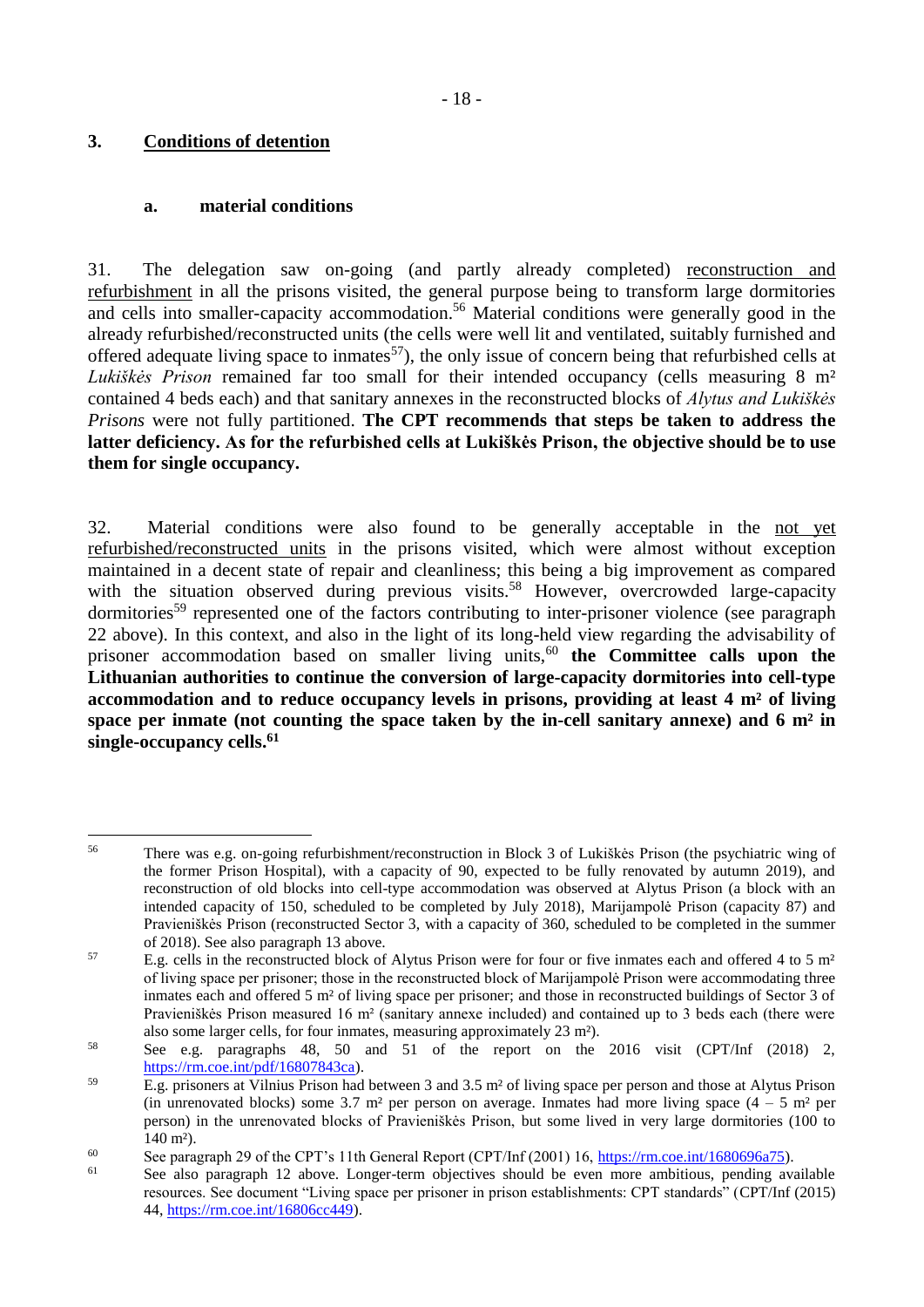### 3. Conditions of detention

#### a. material conditions

31. The delegation saw on-going (and partly already completed) reconstruction and refurbishment in all the prisons visited, the general purpose being to transform large dormitories and cells into smaller-capacity accommodation.[56] Material conditions were generally good in the already refurbished/reconstructed units (the cells were well lit and ventilated, suitably furnished and offered adequate living space to inmates[57]), the only issue of concern being that refurbished cells at *Lukiškės Prison* remained far too small for their intended occupancy (cells measuring 8 m² contained 4 beds each) and that sanitary annexes in the reconstructed blocks of *Alytus and Lukiškės Prisons* were not fully partitioned. **The CPT recommends that steps be taken to address the latter deficiency. As for the refurbished cells at Lukiškės Prison, the objective should be to use them for single occupancy.**

32. Material conditions were also found to be generally acceptable in the not yet refurbished/reconstructed units in the prisons visited, which were almost without exception maintained in a decent state of repair and cleanliness; this being a big improvement as compared with the situation observed during previous visits.[58] However, overcrowded large-capacity dormitories[59] represented one of the factors contributing to inter-prisoner violence (see paragraph 22 above). In this context, and also in the light of its long-held view regarding the advisability of prisoner accommodation based on smaller living units,[60] **the Committee calls upon the Lithuanian authorities to continue the conversion of large-capacity dormitories into cell-type accommodation and to reduce occupancy levels in prisons, providing at least 4 m² of living space per inmate (not counting the space taken by the in-cell sanitary annexe) and 6 m² in single-occupancy cells.[61]**

---

[56] There was e.g. on-going refurbishment/reconstruction in Block 3 of Lukiškės Prison (the psychiatric wing of the former Prison Hospital), with a capacity of 90, expected to be fully renovated by autumn 2019), and reconstruction of old blocks into cell-type accommodation was observed at Alytus Prison (a block with an intended capacity of 150, scheduled to be completed by July 2018), Marijampolė Prison (capacity 87) and Pravieniškės Prison (reconstructed Sector 3, with a capacity of 360, scheduled to be completed in the summer of 2018). See also paragraph 13 above.

[57] E.g. cells in the reconstructed block of Alytus Prison were for four or five inmates each and offered 4 to 5 m² of living space per prisoner; those in the reconstructed block of Marijampolė Prison were accommodating three inmates each and offered 5 m² of living space per prisoner; and those in reconstructed buildings of Sector 3 of Pravieniškės Prison measured 16 m² (sanitary annexe included) and contained up to 3 beds each (there were also some larger cells, for four inmates, measuring approximately 23 m²).

[58] See e.g. paragraphs 48, 50 and 51 of the report on the 2016 visit (CPT/Inf (2018) 2, https://rm.coe.int/pdf/16807843ca).

[59] E.g. prisoners at Vilnius Prison had between 3 and 3.5 m² of living space per person and those at Alytus Prison (in unrenovated blocks) some 3.7 m² per person on average. Inmates had more living space (4 – 5 m² per person) in the unrenovated blocks of Pravieniškės Prison, but some lived in very large dormitories (100 to 140 m²).

[60] See paragraph 29 of the CPT's 11th General Report (CPT/Inf (2001) 16, https://rm.coe.int/1680696a75).

[61] See also paragraph 12 above. Longer-term objectives should be even more ambitious, pending available resources. See document "Living space per prisoner in prison establishments: CPT standards" (CPT/Inf (2015) 44, https://rm.coe.int/16806cc449).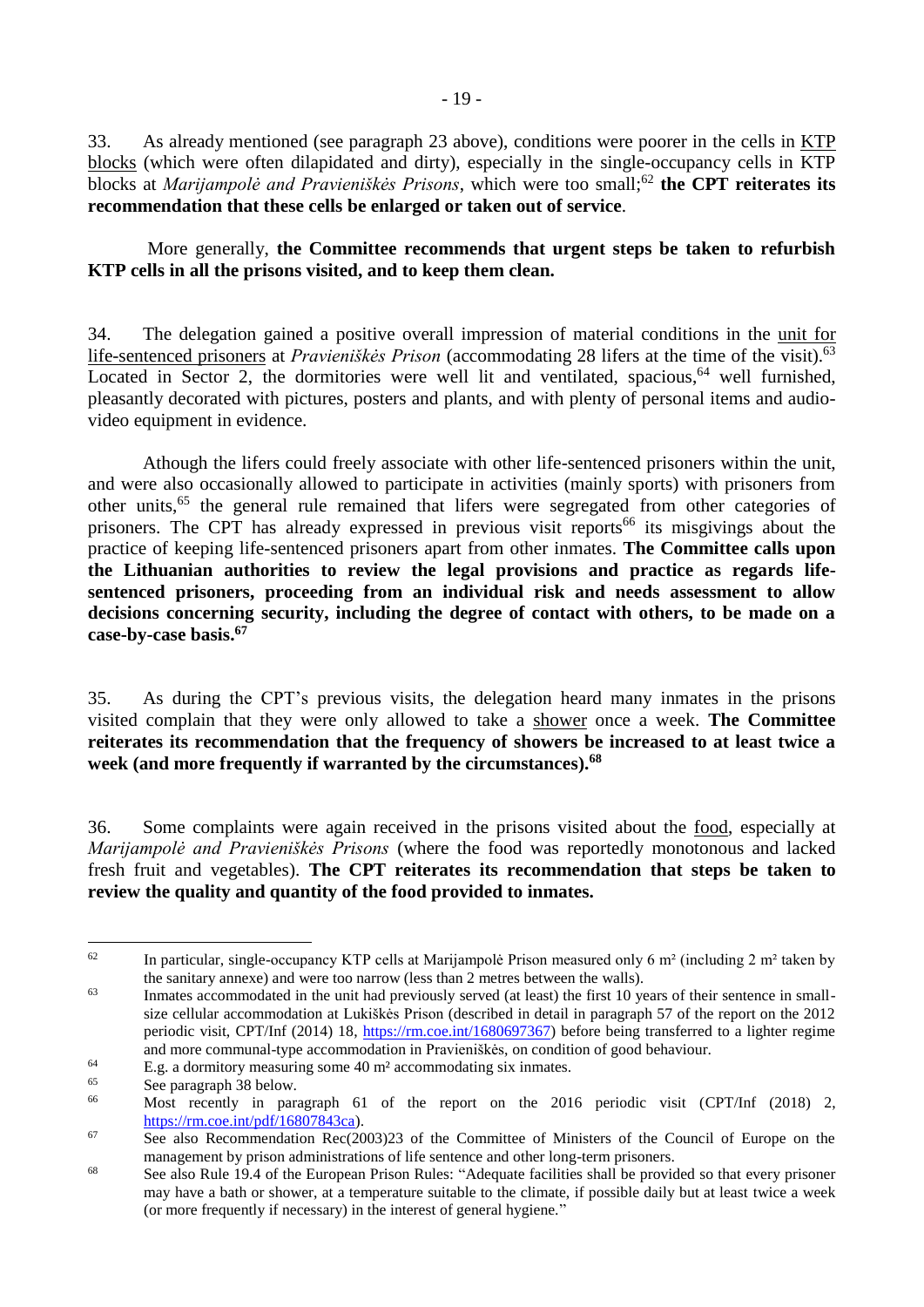33. As already mentioned (see paragraph 23 above), conditions were poorer in the cells in KTP blocks (which were often dilapidated and dirty), especially in the single-occupancy cells in KTP blocks at *Marijampolė and Pravieniškės Prisons*, which were too small;[62] **the CPT reiterates its recommendation that these cells be enlarged or taken out of service**.

More generally, **the Committee recommends that urgent steps be taken to refurbish KTP cells in all the prisons visited, and to keep them clean.**

34. The delegation gained a positive overall impression of material conditions in the unit for life-sentenced prisoners at *Pravieniškės Prison* (accommodating 28 lifers at the time of the visit).[63] Located in Sector 2, the dormitories were well lit and ventilated, spacious,[64] well furnished, pleasantly decorated with pictures, posters and plants, and with plenty of personal items and audio-video equipment in evidence.

Athough the lifers could freely associate with other life-sentenced prisoners within the unit, and were also occasionally allowed to participate in activities (mainly sports) with prisoners from other units,[65] the general rule remained that lifers were segregated from other categories of prisoners. The CPT has already expressed in previous visit reports[66] its misgivings about the practice of keeping life-sentenced prisoners apart from other inmates. **The Committee calls upon the Lithuanian authorities to review the legal provisions and practice as regards life-sentenced prisoners, proceeding from an individual risk and needs assessment to allow decisions concerning security, including the degree of contact with others, to be made on a case-by-case basis.**[67]

35. As during the CPT's previous visits, the delegation heard many inmates in the prisons visited complain that they were only allowed to take a shower once a week. **The Committee reiterates its recommendation that the frequency of showers be increased to at least twice a week (and more frequently if warranted by the circumstances).**[68]

36. Some complaints were again received in the prisons visited about the food, especially at *Marijampolė and Pravieniškės Prisons* (where the food was reportedly monotonous and lacked fresh fruit and vegetables). **The CPT reiterates its recommendation that steps be taken to review the quality and quantity of the food provided to inmates.**

---

62 In particular, single-occupancy KTP cells at Marijampolė Prison measured only 6 m² (including 2 m² taken by the sanitary annexe) and were too narrow (less than 2 metres between the walls).

63 Inmates accommodated in the unit had previously served (at least) the first 10 years of their sentence in small-size cellular accommodation at Lukiškės Prison (described in detail in paragraph 57 of the report on the 2012 periodic visit, CPT/Inf (2014) 18, https://rm.coe.int/1680697367) before being transferred to a lighter regime and more communal-type accommodation in Pravieniškės, on condition of good behaviour.

64 E.g. a dormitory measuring some 40 m² accommodating six inmates.

65 See paragraph 38 below.

66 Most recently in paragraph 61 of the report on the 2016 periodic visit (CPT/Inf (2018) 2, https://rm.coe.int/pdf/16807843ca).

67 See also Recommendation Rec(2003)23 of the Committee of Ministers of the Council of Europe on the management by prison administrations of life sentence and other long-term prisoners.

68 See also Rule 19.4 of the European Prison Rules: "Adequate facilities shall be provided so that every prisoner may have a bath or shower, at a temperature suitable to the climate, if possible daily but at least twice a week (or more frequently if necessary) in the interest of general hygiene."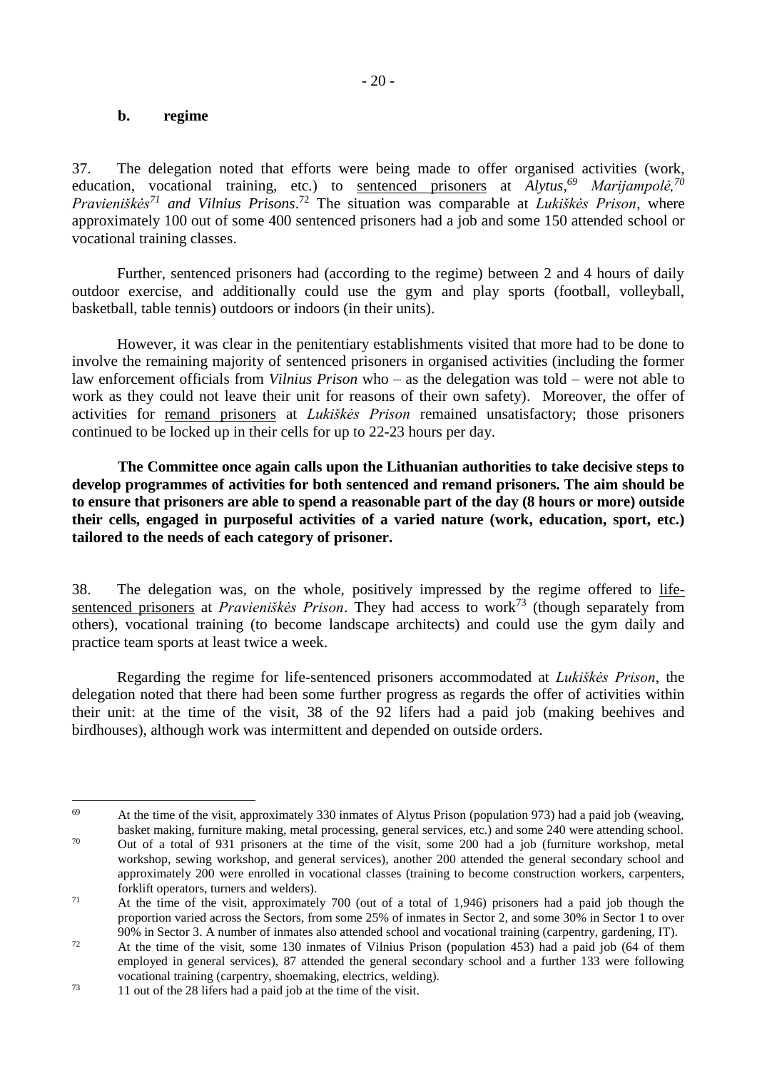### b. regime

37. The delegation noted that efforts were being made to offer organised activities (work, education, vocational training, etc.) to sentenced prisoners at *Alytus*,[69] *Marijampolė*,[70] *Pravieniškės*[71] *and Vilnius Prisons*.[72] The situation was comparable at *Lukiškės Prison*, where approximately 100 out of some 400 sentenced prisoners had a job and some 150 attended school or vocational training classes.

Further, sentenced prisoners had (according to the regime) between 2 and 4 hours of daily outdoor exercise, and additionally could use the gym and play sports (football, volleyball, basketball, table tennis) outdoors or indoors (in their units).

However, it was clear in the penitentiary establishments visited that more had to be done to involve the remaining majority of sentenced prisoners in organised activities (including the former law enforcement officials from *Vilnius Prison* who – as the delegation was told – were not able to work as they could not leave their unit for reasons of their own safety). Moreover, the offer of activities for remand prisoners at *Lukiškės Prison* remained unsatisfactory; those prisoners continued to be locked up in their cells for up to 22-23 hours per day.

**The Committee once again calls upon the Lithuanian authorities to take decisive steps to develop programmes of activities for both sentenced and remand prisoners. The aim should be to ensure that prisoners are able to spend a reasonable part of the day (8 hours or more) outside their cells, engaged in purposeful activities of a varied nature (work, education, sport, etc.) tailored to the needs of each category of prisoner.**

38. The delegation was, on the whole, positively impressed by the regime offered to life-sentenced prisoners at *Pravieniškės Prison*. They had access to work[73] (though separately from others), vocational training (to become landscape architects) and could use the gym daily and practice team sports at least twice a week.

Regarding the regime for life-sentenced prisoners accommodated at *Lukiškės Prison*, the delegation noted that there had been some further progress as regards the offer of activities within their unit: at the time of the visit, 38 of the 92 lifers had a paid job (making beehives and birdhouses), although work was intermittent and depended on outside orders.

---

[69] At the time of the visit, approximately 330 inmates of Alytus Prison (population 973) had a paid job (weaving, basket making, furniture making, metal processing, general services, etc.) and some 240 were attending school.

[70] Out of a total of 931 prisoners at the time of the visit, some 200 had a job (furniture workshop, metal workshop, sewing workshop, and general services), another 200 attended the general secondary school and approximately 200 were enrolled in vocational classes (training to become construction workers, carpenters, forklift operators, turners and welders).

[71] At the time of the visit, approximately 700 (out of a total of 1,946) prisoners had a paid job though the proportion varied across the Sectors, from some 25% of inmates in Sector 2, and some 30% in Sector 1 to over 90% in Sector 3. A number of inmates also attended school and vocational training (carpentry, gardening, IT).

[72] At the time of the visit, some 130 inmates of Vilnius Prison (population 453) had a paid job (64 of them employed in general services), 87 attended the general secondary school and a further 133 were following vocational training (carpentry, shoemaking, electrics, welding).

[73] 11 out of the 28 lifers had a paid job at the time of the visit.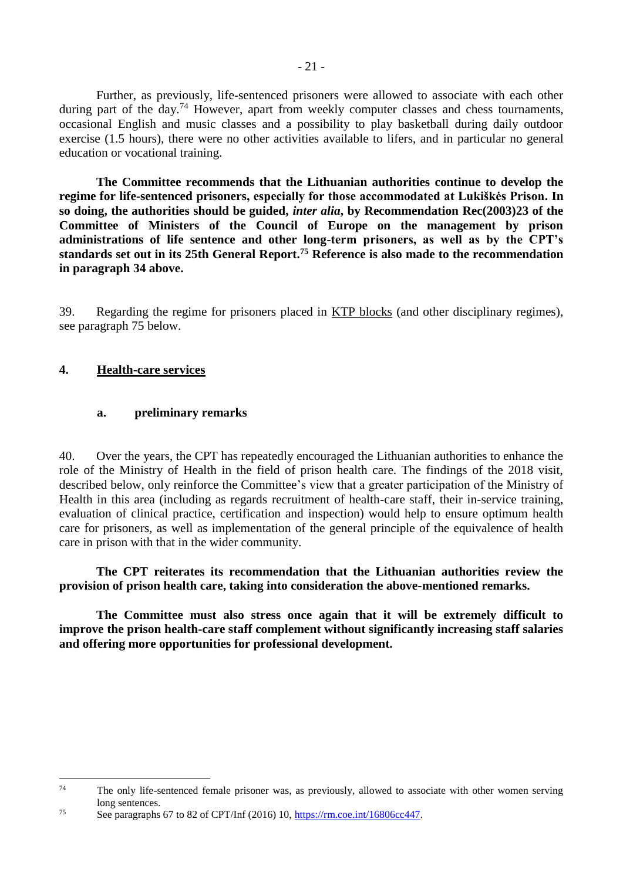Further, as previously, life-sentenced prisoners were allowed to associate with each other during part of the day.[74] However, apart from weekly computer classes and chess tournaments, occasional English and music classes and a possibility to play basketball during daily outdoor exercise (1.5 hours), there were no other activities available to lifers, and in particular no general education or vocational training.

**The Committee recommends that the Lithuanian authorities continue to develop the regime for life-sentenced prisoners, especially for those accommodated at Lukiškės Prison. In so doing, the authorities should be guided, *inter alia*, by Recommendation Rec(2003)23 of the Committee of Ministers of the Council of Europe on the management by prison administrations of life sentence and other long-term prisoners, as well as by the CPT's standards set out in its 25th General Report.[75] Reference is also made to the recommendation in paragraph 34 above.**

39. Regarding the regime for prisoners placed in KTP blocks (and other disciplinary regimes), see paragraph 75 below.

## 4. Health-care services

### a. preliminary remarks

40. Over the years, the CPT has repeatedly encouraged the Lithuanian authorities to enhance the role of the Ministry of Health in the field of prison health care. The findings of the 2018 visit, described below, only reinforce the Committee's view that a greater participation of the Ministry of Health in this area (including as regards recruitment of health-care staff, their in-service training, evaluation of clinical practice, certification and inspection) would help to ensure optimum health care for prisoners, as well as implementation of the general principle of the equivalence of health care in prison with that in the wider community.

**The CPT reiterates its recommendation that the Lithuanian authorities review the provision of prison health care, taking into consideration the above-mentioned remarks.**

**The Committee must also stress once again that it will be extremely difficult to improve the prison health-care staff complement without significantly increasing staff salaries and offering more opportunities for professional development.**

---

[74] The only life-sentenced female prisoner was, as previously, allowed to associate with other women serving long sentences.

[75] See paragraphs 67 to 82 of CPT/Inf (2016) 10, https://rm.coe.int/16806cc447.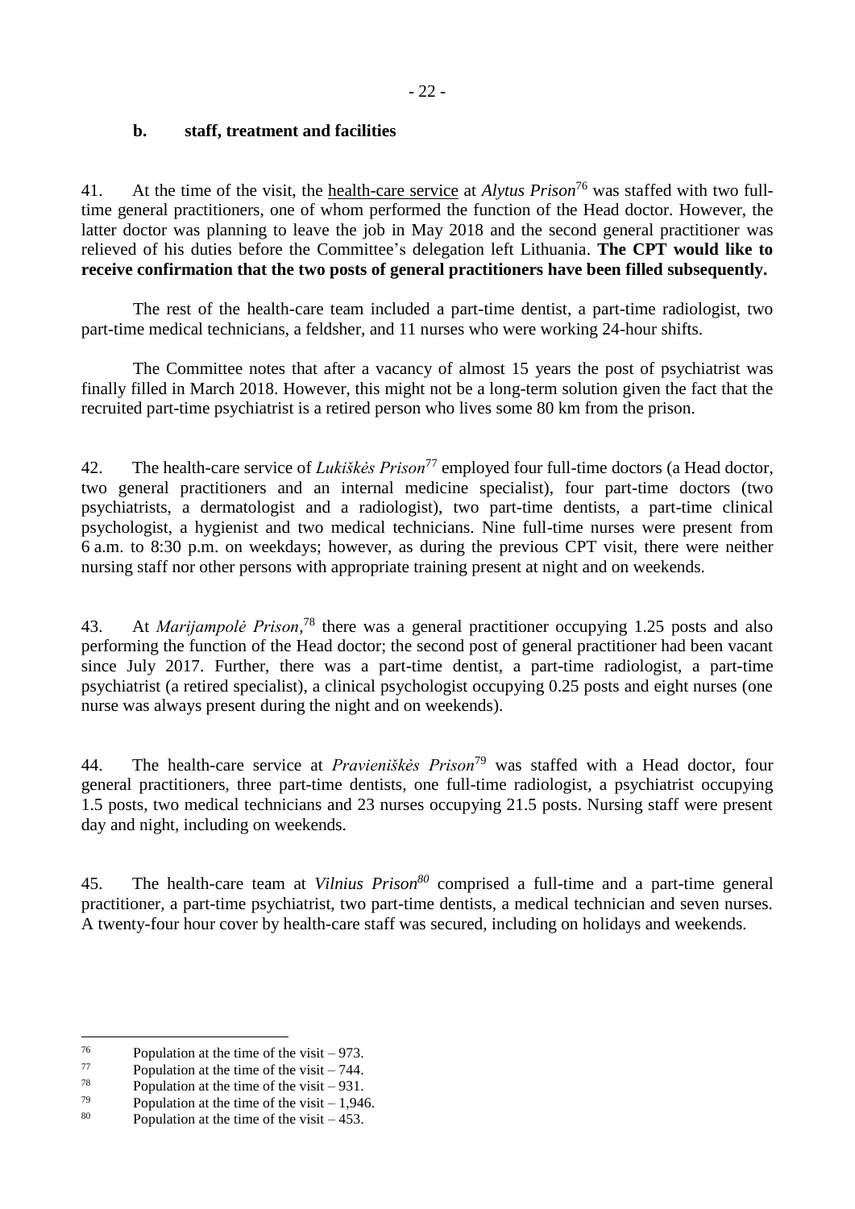### b. staff, treatment and facilities

41. At the time of the visit, the health-care service at *Alytus Prison*[76] was staffed with two full-time general practitioners, one of whom performed the function of the Head doctor. However, the latter doctor was planning to leave the job in May 2018 and the second general practitioner was relieved of his duties before the Committee's delegation left Lithuania. **The CPT would like to receive confirmation that the two posts of general practitioners have been filled subsequently.**

The rest of the health-care team included a part-time dentist, a part-time radiologist, two part-time medical technicians, a feldsher, and 11 nurses who were working 24-hour shifts.

The Committee notes that after a vacancy of almost 15 years the post of psychiatrist was finally filled in March 2018. However, this might not be a long-term solution given the fact that the recruited part-time psychiatrist is a retired person who lives some 80 km from the prison.

42. The health-care service of *Lukiškės Prison*[77] employed four full-time doctors (a Head doctor, two general practitioners and an internal medicine specialist), four part-time doctors (two psychiatrists, a dermatologist and a radiologist), two part-time dentists, a part-time clinical psychologist, a hygienist and two medical technicians. Nine full-time nurses were present from 6 a.m. to 8:30 p.m. on weekdays; however, as during the previous CPT visit, there were neither nursing staff nor other persons with appropriate training present at night and on weekends.

43. At *Marijampolė Prison*,[78] there was a general practitioner occupying 1.25 posts and also performing the function of the Head doctor; the second post of general practitioner had been vacant since July 2017. Further, there was a part-time dentist, a part-time radiologist, a part-time psychiatrist (a retired specialist), a clinical psychologist occupying 0.25 posts and eight nurses (one nurse was always present during the night and on weekends).

44. The health-care service at *Pravieniškės Prison*[79] was staffed with a Head doctor, four general practitioners, three part-time dentists, one full-time radiologist, a psychiatrist occupying 1.5 posts, two medical technicians and 23 nurses occupying 21.5 posts. Nursing staff were present day and night, including on weekends.

45. The health-care team at *Vilnius Prison*[80] comprised a full-time and a part-time general practitioner, a part-time psychiatrist, two part-time dentists, a medical technician and seven nurses. A twenty-four hour cover by health-care staff was secured, including on holidays and weekends.

---

[76] Population at the time of the visit – 973.
[77] Population at the time of the visit – 744.
[78] Population at the time of the visit – 931.
[79] Population at the time of the visit – 1,946.
[80] Population at the time of the visit – 453.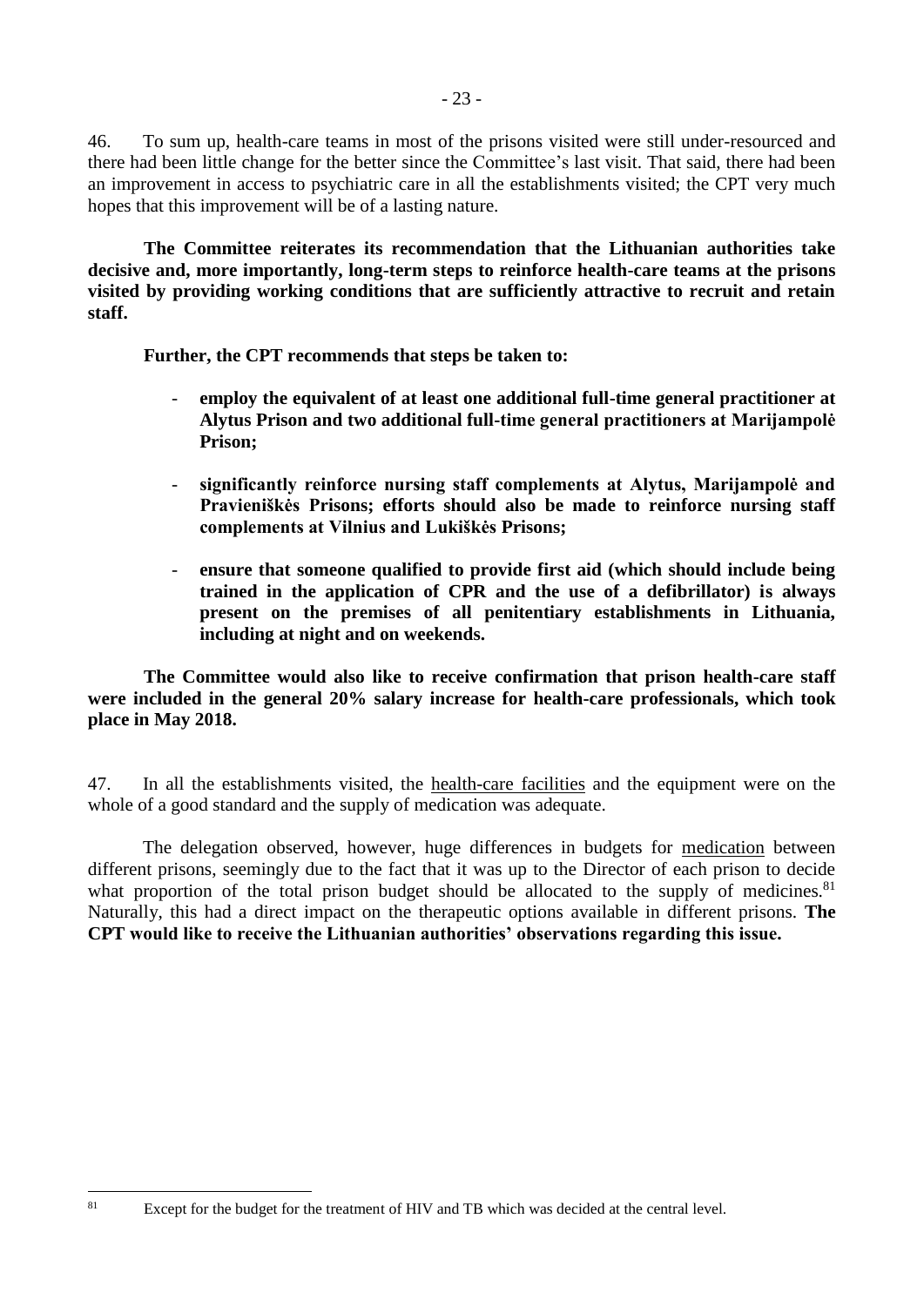46. To sum up, health-care teams in most of the prisons visited were still under-resourced and there had been little change for the better since the Committee's last visit. That said, there had been an improvement in access to psychiatric care in all the establishments visited; the CPT very much hopes that this improvement will be of a lasting nature.

**The Committee reiterates its recommendation that the Lithuanian authorities take decisive and, more importantly, long-term steps to reinforce health-care teams at the prisons visited by providing working conditions that are sufficiently attractive to recruit and retain staff.**

**Further, the CPT recommends that steps be taken to:**

- **employ the equivalent of at least one additional full-time general practitioner at Alytus Prison and two additional full-time general practitioners at Marijampolė Prison;**
- **significantly reinforce nursing staff complements at Alytus, Marijampolė and Pravieniškės Prisons; efforts should also be made to reinforce nursing staff complements at Vilnius and Lukiškės Prisons;**
- **ensure that someone qualified to provide first aid (which should include being trained in the application of CPR and the use of a defibrillator) is always present on the premises of all penitentiary establishments in Lithuania, including at night and on weekends.**

**The Committee would also like to receive confirmation that prison health-care staff were included in the general 20% salary increase for health-care professionals, which took place in May 2018.**

47. In all the establishments visited, the health-care facilities and the equipment were on the whole of a good standard and the supply of medication was adequate.

The delegation observed, however, huge differences in budgets for medication between different prisons, seemingly due to the fact that it was up to the Director of each prison to decide what proportion of the total prison budget should be allocated to the supply of medicines.[81] Naturally, this had a direct impact on the therapeutic options available in different prisons. **The CPT would like to receive the Lithuanian authorities' observations regarding this issue.**

[81] Except for the budget for the treatment of HIV and TB which was decided at the central level.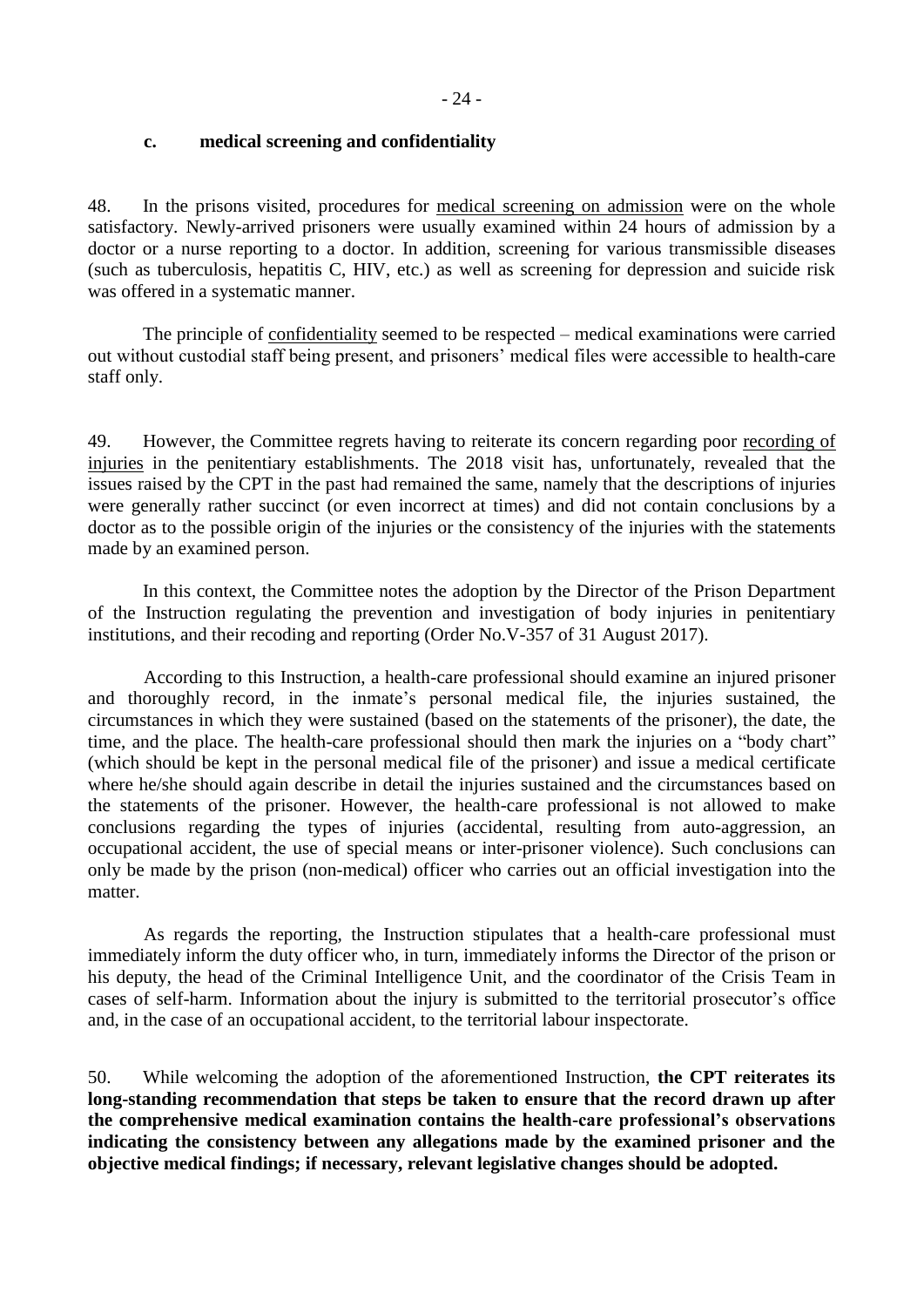### c. medical screening and confidentiality

48. In the prisons visited, procedures for medical screening on admission were on the whole satisfactory. Newly-arrived prisoners were usually examined within 24 hours of admission by a doctor or a nurse reporting to a doctor. In addition, screening for various transmissible diseases (such as tuberculosis, hepatitis C, HIV, etc.) as well as screening for depression and suicide risk was offered in a systematic manner.

The principle of confidentiality seemed to be respected – medical examinations were carried out without custodial staff being present, and prisoners' medical files were accessible to health-care staff only.

49. However, the Committee regrets having to reiterate its concern regarding poor recording of injuries in the penitentiary establishments. The 2018 visit has, unfortunately, revealed that the issues raised by the CPT in the past had remained the same, namely that the descriptions of injuries were generally rather succinct (or even incorrect at times) and did not contain conclusions by a doctor as to the possible origin of the injuries or the consistency of the injuries with the statements made by an examined person.

In this context, the Committee notes the adoption by the Director of the Prison Department of the Instruction regulating the prevention and investigation of body injuries in penitentiary institutions, and their recoding and reporting (Order No.V-357 of 31 August 2017).

According to this Instruction, a health-care professional should examine an injured prisoner and thoroughly record, in the inmate's personal medical file, the injuries sustained, the circumstances in which they were sustained (based on the statements of the prisoner), the date, the time, and the place. The health-care professional should then mark the injuries on a "body chart" (which should be kept in the personal medical file of the prisoner) and issue a medical certificate where he/she should again describe in detail the injuries sustained and the circumstances based on the statements of the prisoner. However, the health-care professional is not allowed to make conclusions regarding the types of injuries (accidental, resulting from auto-aggression, an occupational accident, the use of special means or inter-prisoner violence). Such conclusions can only be made by the prison (non-medical) officer who carries out an official investigation into the matter.

As regards the reporting, the Instruction stipulates that a health-care professional must immediately inform the duty officer who, in turn, immediately informs the Director of the prison or his deputy, the head of the Criminal Intelligence Unit, and the coordinator of the Crisis Team in cases of self-harm. Information about the injury is submitted to the territorial prosecutor's office and, in the case of an occupational accident, to the territorial labour inspectorate.

50. While welcoming the adoption of the aforementioned Instruction, **the CPT reiterates its long-standing recommendation that steps be taken to ensure that the record drawn up after the comprehensive medical examination contains the health-care professional's observations indicating the consistency between any allegations made by the examined prisoner and the objective medical findings; if necessary, relevant legislative changes should be adopted.**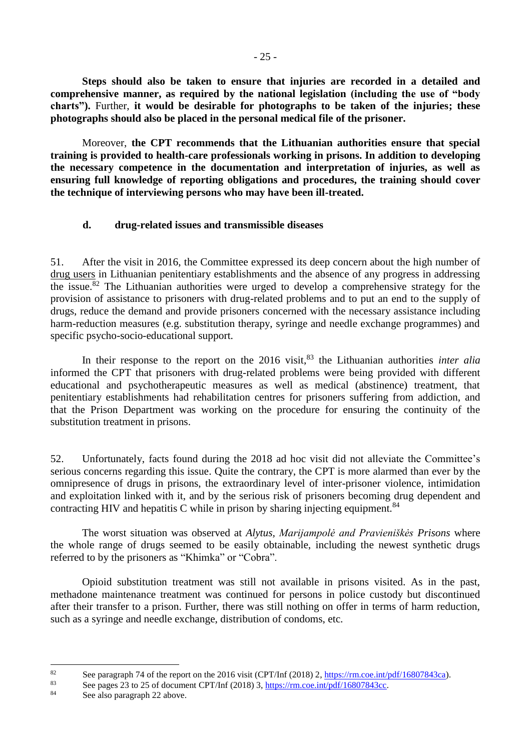**Steps should also be taken to ensure that injuries are recorded in a detailed and comprehensive manner, as required by the national legislation (including the use of "body charts").** Further, **it would be desirable for photographs to be taken of the injuries; these photographs should also be placed in the personal medical file of the prisoner.**

Moreover, **the CPT recommends that the Lithuanian authorities ensure that special training is provided to health-care professionals working in prisons. In addition to developing the necessary competence in the documentation and interpretation of injuries, as well as ensuring full knowledge of reporting obligations and procedures, the training should cover the technique of interviewing persons who may have been ill-treated.**

#### d. drug-related issues and transmissible diseases

51. After the visit in 2016, the Committee expressed its deep concern about the high number of drug users in Lithuanian penitentiary establishments and the absence of any progress in addressing the issue.[82] The Lithuanian authorities were urged to develop a comprehensive strategy for the provision of assistance to prisoners with drug-related problems and to put an end to the supply of drugs, reduce the demand and provide prisoners concerned with the necessary assistance including harm-reduction measures (e.g. substitution therapy, syringe and needle exchange programmes) and specific psycho-socio-educational support.

In their response to the report on the 2016 visit,[83] the Lithuanian authorities *inter alia* informed the CPT that prisoners with drug-related problems were being provided with different educational and psychotherapeutic measures as well as medical (abstinence) treatment, that penitentiary establishments had rehabilitation centres for prisoners suffering from addiction, and that the Prison Department was working on the procedure for ensuring the continuity of the substitution treatment in prisons.

52. Unfortunately, facts found during the 2018 ad hoc visit did not alleviate the Committee's serious concerns regarding this issue. Quite the contrary, the CPT is more alarmed than ever by the omnipresence of drugs in prisons, the extraordinary level of inter-prisoner violence, intimidation and exploitation linked with it, and by the serious risk of prisoners becoming drug dependent and contracting HIV and hepatitis C while in prison by sharing injecting equipment.[84]

The worst situation was observed at *Alytus, Marijampolė and Pravieniškės Prisons* where the whole range of drugs seemed to be easily obtainable, including the newest synthetic drugs referred to by the prisoners as "Khimka" or "Cobra".

Opioid substitution treatment was still not available in prisons visited. As in the past, methadone maintenance treatment was continued for persons in police custody but discontinued after their transfer to a prison. Further, there was still nothing on offer in terms of harm reduction, such as a syringe and needle exchange, distribution of condoms, etc.

---

[82] See paragraph 74 of the report on the 2016 visit (CPT/Inf (2018) 2, https://rm.coe.int/pdf/16807843ca).

[83] See pages 23 to 25 of document CPT/Inf (2018) 3, https://rm.coe.int/pdf/16807843cc.

[84] See also paragraph 22 above.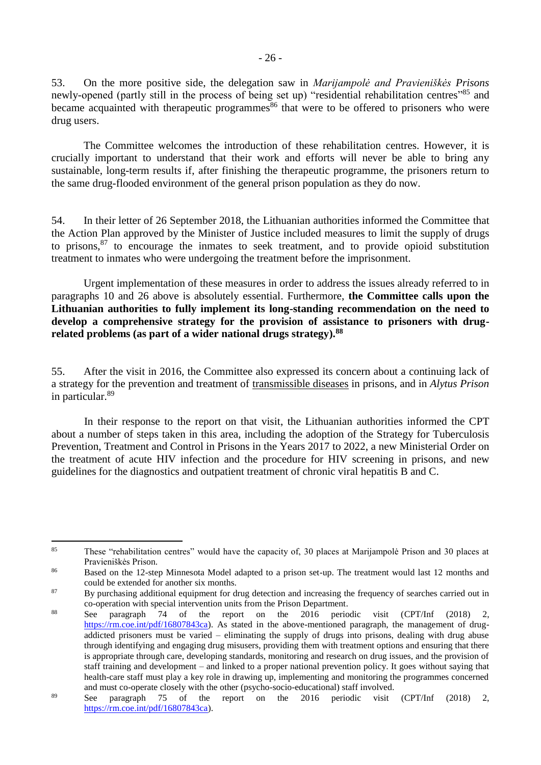53. On the more positive side, the delegation saw in *Marijampolė and Pravieniškės Prisons* newly-opened (partly still in the process of being set up) "residential rehabilitation centres"[85] and became acquainted with therapeutic programmes[86] that were to be offered to prisoners who were drug users.

The Committee welcomes the introduction of these rehabilitation centres. However, it is crucially important to understand that their work and efforts will never be able to bring any sustainable, long-term results if, after finishing the therapeutic programme, the prisoners return to the same drug-flooded environment of the general prison population as they do now.

54. In their letter of 26 September 2018, the Lithuanian authorities informed the Committee that the Action Plan approved by the Minister of Justice included measures to limit the supply of drugs to prisons,[87] to encourage the inmates to seek treatment, and to provide opioid substitution treatment to inmates who were undergoing the treatment before the imprisonment.

Urgent implementation of these measures in order to address the issues already referred to in paragraphs 10 and 26 above is absolutely essential. Furthermore, **the Committee calls upon the Lithuanian authorities to fully implement its long-standing recommendation on the need to develop a comprehensive strategy for the provision of assistance to prisoners with drug-related problems (as part of a wider national drugs strategy).[88]**

55. After the visit in 2016, the Committee also expressed its concern about a continuing lack of a strategy for the prevention and treatment of transmissible diseases in prisons, and in *Alytus Prison* in particular.[89]

In their response to the report on that visit, the Lithuanian authorities informed the CPT about a number of steps taken in this area, including the adoption of the Strategy for Tuberculosis Prevention, Treatment and Control in Prisons in the Years 2017 to 2022, a new Ministerial Order on the treatment of acute HIV infection and the procedure for HIV screening in prisons, and new guidelines for the diagnostics and outpatient treatment of chronic viral hepatitis B and C.

---

[85] These "rehabilitation centres" would have the capacity of, 30 places at Marijampolė Prison and 30 places at Pravieniškės Prison.

[86] Based on the 12-step Minnesota Model adapted to a prison set-up. The treatment would last 12 months and could be extended for another six months.

[87] By purchasing additional equipment for drug detection and increasing the frequency of searches carried out in co-operation with special intervention units from the Prison Department.

[88] See paragraph 74 of the report on the 2016 periodic visit (CPT/Inf (2018) 2, https://rm.coe.int/pdf/16807843ca). As stated in the above-mentioned paragraph, the management of drug-addicted prisoners must be varied – eliminating the supply of drugs into prisons, dealing with drug abuse through identifying and engaging drug misusers, providing them with treatment options and ensuring that there is appropriate through care, developing standards, monitoring and research on drug issues, and the provision of staff training and development – and linked to a proper national prevention policy. It goes without saying that health-care staff must play a key role in drawing up, implementing and monitoring the programmes concerned and must co-operate closely with the other (psycho-socio-educational) staff involved.

[89] See paragraph 75 of the report on the 2016 periodic visit (CPT/Inf (2018) 2, https://rm.coe.int/pdf/16807843ca).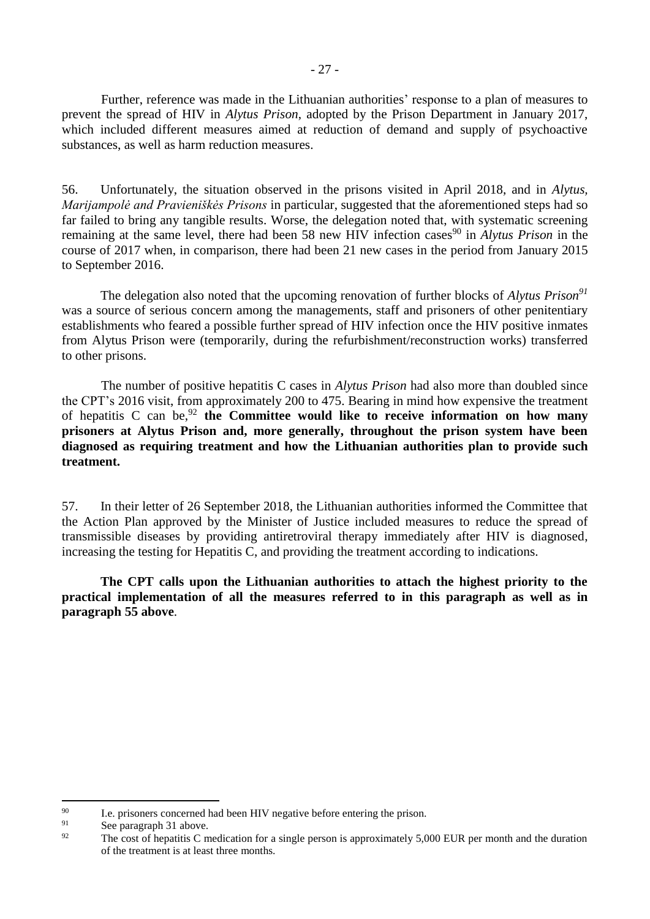Further, reference was made in the Lithuanian authorities' response to a plan of measures to prevent the spread of HIV in *Alytus Prison*, adopted by the Prison Department in January 2017, which included different measures aimed at reduction of demand and supply of psychoactive substances, as well as harm reduction measures.

56. Unfortunately, the situation observed in the prisons visited in April 2018, and in *Alytus, Marijampolė and Pravieniškės Prisons* in particular, suggested that the aforementioned steps had so far failed to bring any tangible results. Worse, the delegation noted that, with systematic screening remaining at the same level, there had been 58 new HIV infection cases[90] in *Alytus Prison* in the course of 2017 when, in comparison, there had been 21 new cases in the period from January 2015 to September 2016.

The delegation also noted that the upcoming renovation of further blocks of *Alytus Prison*[91] was a source of serious concern among the managements, staff and prisoners of other penitentiary establishments who feared a possible further spread of HIV infection once the HIV positive inmates from Alytus Prison were (temporarily, during the refurbishment/reconstruction works) transferred to other prisons.

The number of positive hepatitis C cases in *Alytus Prison* had also more than doubled since the CPT's 2016 visit, from approximately 200 to 475. Bearing in mind how expensive the treatment of hepatitis C can be,[92] **the Committee would like to receive information on how many prisoners at Alytus Prison and, more generally, throughout the prison system have been diagnosed as requiring treatment and how the Lithuanian authorities plan to provide such treatment.**

57. In their letter of 26 September 2018, the Lithuanian authorities informed the Committee that the Action Plan approved by the Minister of Justice included measures to reduce the spread of transmissible diseases by providing antiretroviral therapy immediately after HIV is diagnosed, increasing the testing for Hepatitis C, and providing the treatment according to indications.

**The CPT calls upon the Lithuanian authorities to attach the highest priority to the practical implementation of all the measures referred to in this paragraph as well as in paragraph 55 above**.

---

[90] I.e. prisoners concerned had been HIV negative before entering the prison.

[91] See paragraph 31 above.

[92] The cost of hepatitis C medication for a single person is approximately 5,000 EUR per month and the duration of the treatment is at least three months.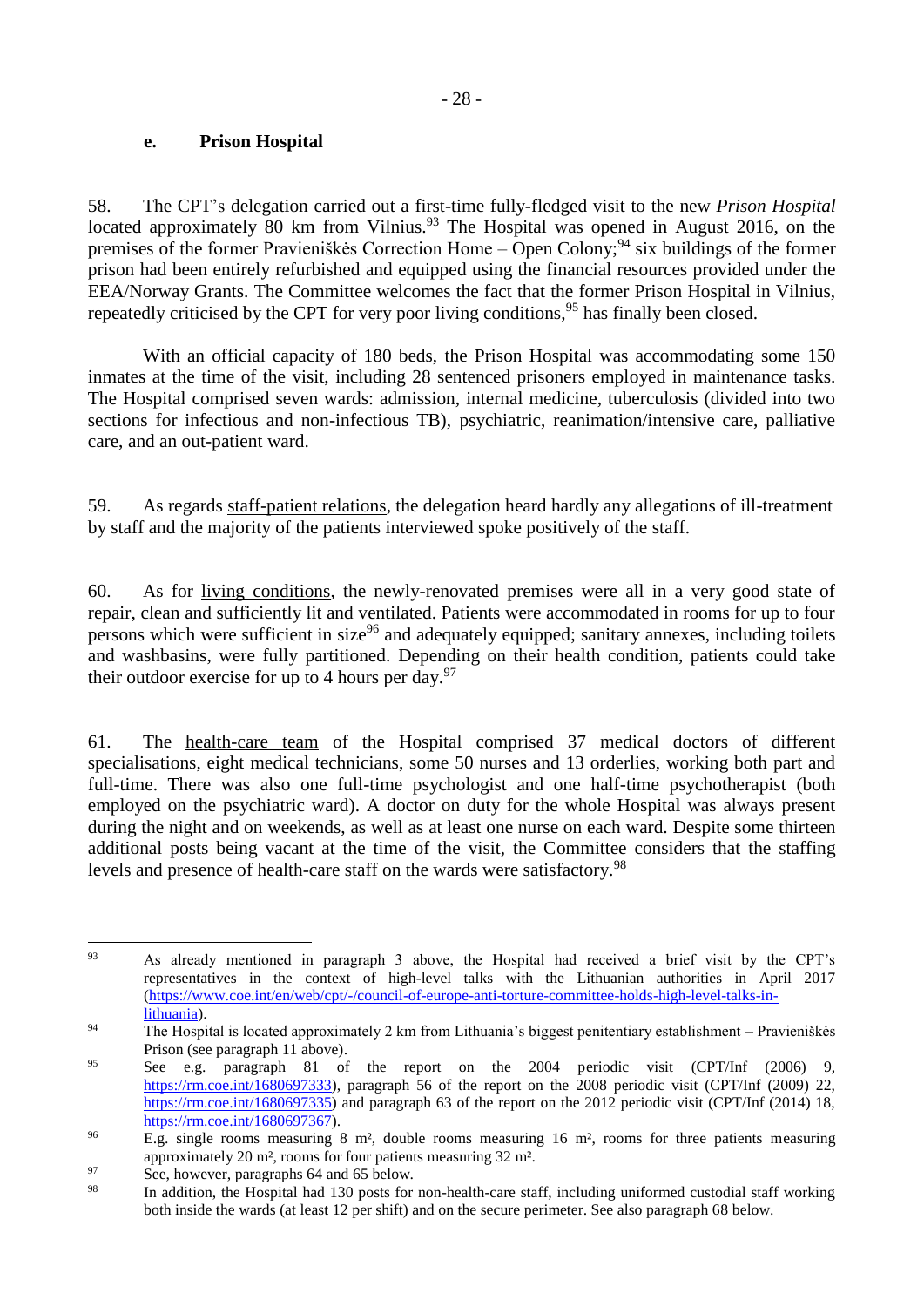### e. Prison Hospital

58. The CPT's delegation carried out a first-time fully-fledged visit to the new *Prison Hospital* located approximately 80 km from Vilnius.[93] The Hospital was opened in August 2016, on the premises of the former Pravieniškės Correction Home – Open Colony;[94] six buildings of the former prison had been entirely refurbished and equipped using the financial resources provided under the EEA/Norway Grants. The Committee welcomes the fact that the former Prison Hospital in Vilnius, repeatedly criticised by the CPT for very poor living conditions,[95] has finally been closed.

With an official capacity of 180 beds, the Prison Hospital was accommodating some 150 inmates at the time of the visit, including 28 sentenced prisoners employed in maintenance tasks. The Hospital comprised seven wards: admission, internal medicine, tuberculosis (divided into two sections for infectious and non-infectious TB), psychiatric, reanimation/intensive care, palliative care, and an out-patient ward.

59. As regards staff-patient relations, the delegation heard hardly any allegations of ill-treatment by staff and the majority of the patients interviewed spoke positively of the staff.

60. As for living conditions, the newly-renovated premises were all in a very good state of repair, clean and sufficiently lit and ventilated. Patients were accommodated in rooms for up to four persons which were sufficient in size[96] and adequately equipped; sanitary annexes, including toilets and washbasins, were fully partitioned. Depending on their health condition, patients could take their outdoor exercise for up to 4 hours per day.[97]

61. The health-care team of the Hospital comprised 37 medical doctors of different specialisations, eight medical technicians, some 50 nurses and 13 orderlies, working both part and full-time. There was also one full-time psychologist and one half-time psychotherapist (both employed on the psychiatric ward). A doctor on duty for the whole Hospital was always present during the night and on weekends, as well as at least one nurse on each ward. Despite some thirteen additional posts being vacant at the time of the visit, the Committee considers that the staffing levels and presence of health-care staff on the wards were satisfactory.[98]

---

[93] As already mentioned in paragraph 3 above, the Hospital had received a brief visit by the CPT's representatives in the context of high-level talks with the Lithuanian authorities in April 2017 (https://www.coe.int/en/web/cpt/-/council-of-europe-anti-torture-committee-holds-high-level-talks-in-lithuania).

[94] The Hospital is located approximately 2 km from Lithuania's biggest penitentiary establishment – Pravieniškės Prison (see paragraph 11 above).

[95] See e.g. paragraph 81 of the report on the 2004 periodic visit (CPT/Inf (2006) 9, https://rm.coe.int/1680697333), paragraph 56 of the report on the 2008 periodic visit (CPT/Inf (2009) 22, https://rm.coe.int/1680697335) and paragraph 63 of the report on the 2012 periodic visit (CPT/Inf (2014) 18, https://rm.coe.int/1680697367).

[96] E.g. single rooms measuring 8 m², double rooms measuring 16 m², rooms for three patients measuring approximately 20 m², rooms for four patients measuring 32 m².

[97] See, however, paragraphs 64 and 65 below.

[98] In addition, the Hospital had 130 posts for non-health-care staff, including uniformed custodial staff working both inside the wards (at least 12 per shift) and on the secure perimeter. See also paragraph 68 below.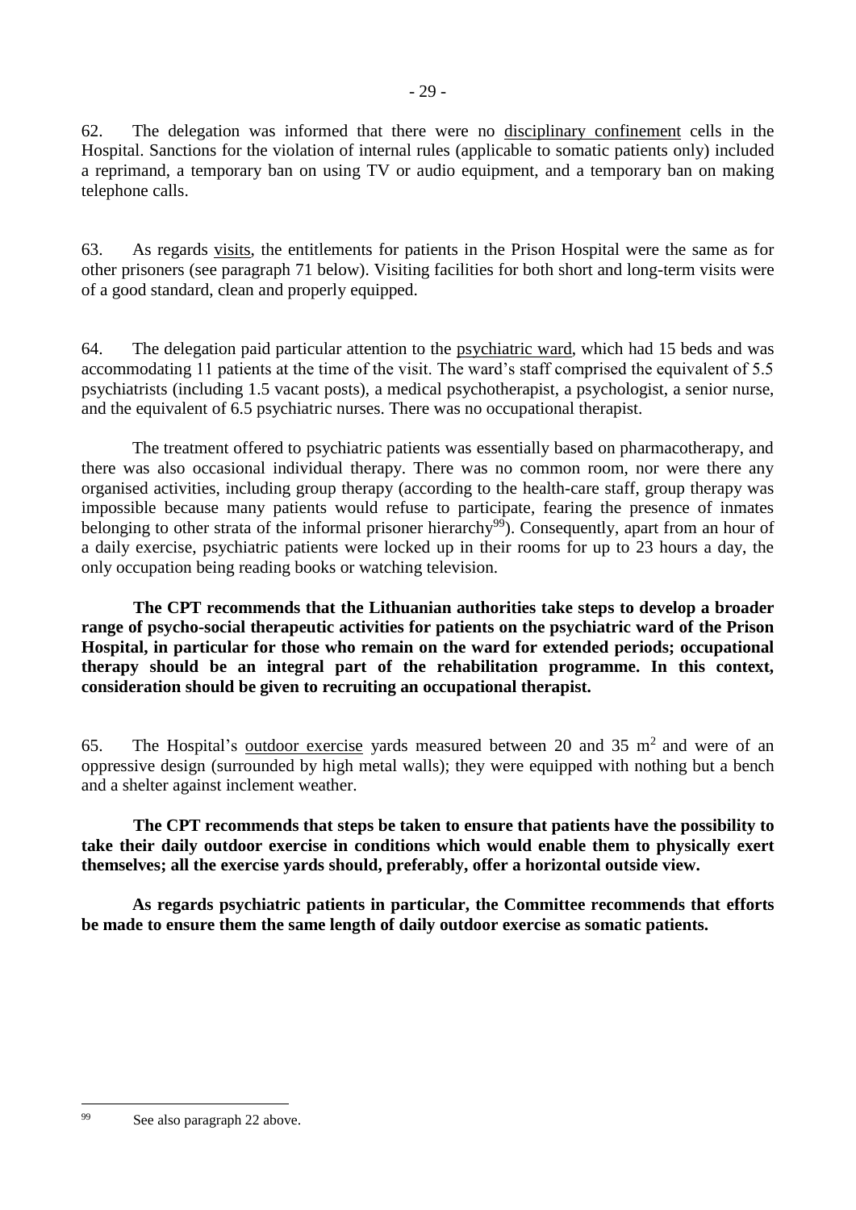62. The delegation was informed that there were no disciplinary confinement cells in the Hospital. Sanctions for the violation of internal rules (applicable to somatic patients only) included a reprimand, a temporary ban on using TV or audio equipment, and a temporary ban on making telephone calls.

63. As regards visits, the entitlements for patients in the Prison Hospital were the same as for other prisoners (see paragraph 71 below). Visiting facilities for both short and long-term visits were of a good standard, clean and properly equipped.

64. The delegation paid particular attention to the psychiatric ward, which had 15 beds and was accommodating 11 patients at the time of the visit. The ward's staff comprised the equivalent of 5.5 psychiatrists (including 1.5 vacant posts), a medical psychotherapist, a psychologist, a senior nurse, and the equivalent of 6.5 psychiatric nurses. There was no occupational therapist.

The treatment offered to psychiatric patients was essentially based on pharmacotherapy, and there was also occasional individual therapy. There was no common room, nor were there any organised activities, including group therapy (according to the health-care staff, group therapy was impossible because many patients would refuse to participate, fearing the presence of inmates belonging to other strata of the informal prisoner hierarchy[99]). Consequently, apart from an hour of a daily exercise, psychiatric patients were locked up in their rooms for up to 23 hours a day, the only occupation being reading books or watching television.

**The CPT recommends that the Lithuanian authorities take steps to develop a broader range of psycho-social therapeutic activities for patients on the psychiatric ward of the Prison Hospital, in particular for those who remain on the ward for extended periods; occupational therapy should be an integral part of the rehabilitation programme. In this context, consideration should be given to recruiting an occupational therapist.**

65. The Hospital's outdoor exercise yards measured between 20 and 35 m$^2$ and were of an oppressive design (surrounded by high metal walls); they were equipped with nothing but a bench and a shelter against inclement weather.

**The CPT recommends that steps be taken to ensure that patients have the possibility to take their daily outdoor exercise in conditions which would enable them to physically exert themselves; all the exercise yards should, preferably, offer a horizontal outside view.**

**As regards psychiatric patients in particular, the Committee recommends that efforts be made to ensure them the same length of daily outdoor exercise as somatic patients.**

---

[99] See also paragraph 22 above.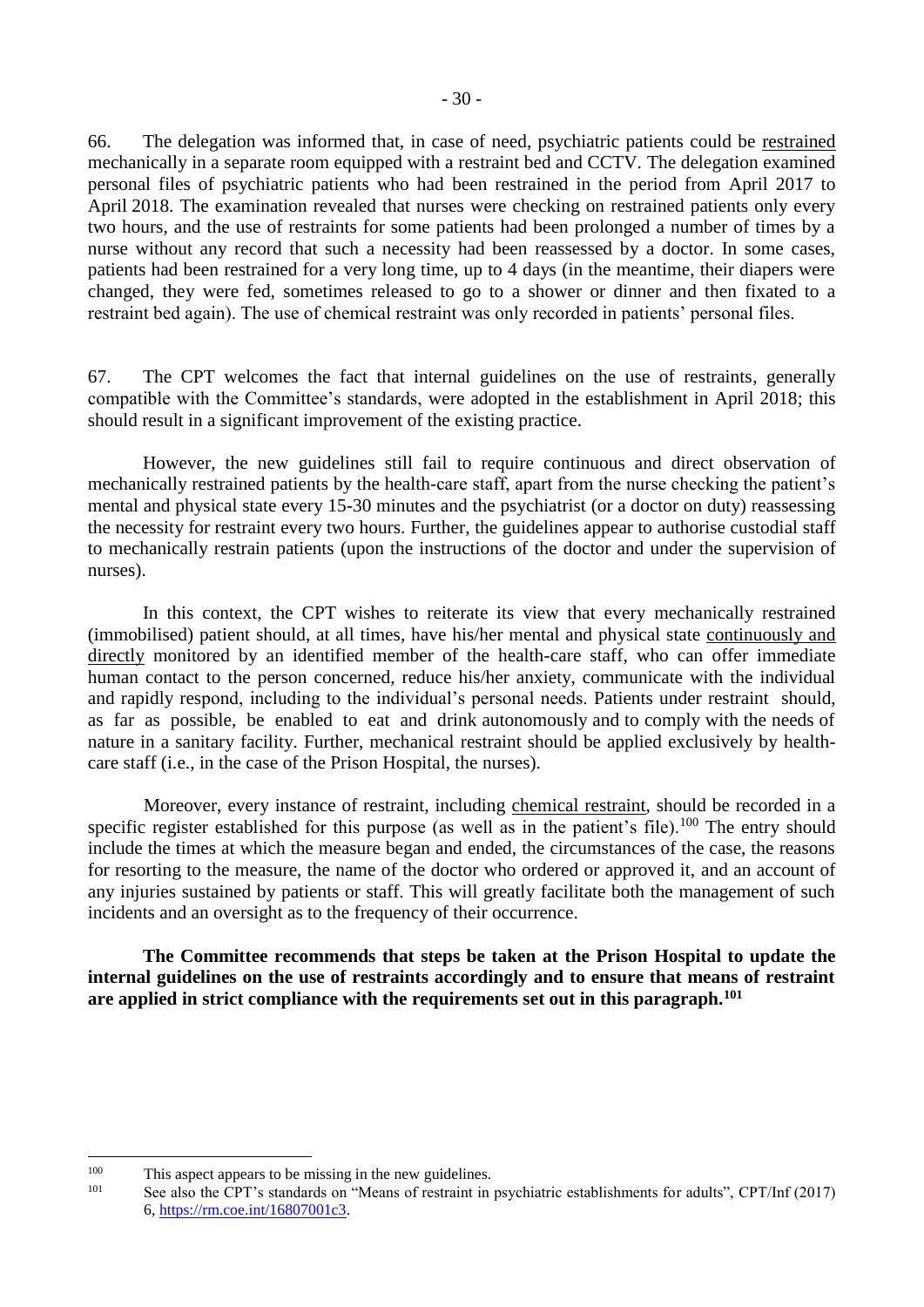66. The delegation was informed that, in case of need, psychiatric patients could be restrained mechanically in a separate room equipped with a restraint bed and CCTV. The delegation examined personal files of psychiatric patients who had been restrained in the period from April 2017 to April 2018. The examination revealed that nurses were checking on restrained patients only every two hours, and the use of restraints for some patients had been prolonged a number of times by a nurse without any record that such a necessity had been reassessed by a doctor. In some cases, patients had been restrained for a very long time, up to 4 days (in the meantime, their diapers were changed, they were fed, sometimes released to go to a shower or dinner and then fixated to a restraint bed again). The use of chemical restraint was only recorded in patients' personal files.

67. The CPT welcomes the fact that internal guidelines on the use of restraints, generally compatible with the Committee's standards, were adopted in the establishment in April 2018; this should result in a significant improvement of the existing practice.

However, the new guidelines still fail to require continuous and direct observation of mechanically restrained patients by the health-care staff, apart from the nurse checking the patient's mental and physical state every 15-30 minutes and the psychiatrist (or a doctor on duty) reassessing the necessity for restraint every two hours. Further, the guidelines appear to authorise custodial staff to mechanically restrain patients (upon the instructions of the doctor and under the supervision of nurses).

In this context, the CPT wishes to reiterate its view that every mechanically restrained (immobilised) patient should, at all times, have his/her mental and physical state continuously and directly monitored by an identified member of the health-care staff, who can offer immediate human contact to the person concerned, reduce his/her anxiety, communicate with the individual and rapidly respond, including to the individual's personal needs. Patients under restraint should, as far as possible, be enabled to eat and drink autonomously and to comply with the needs of nature in a sanitary facility. Further, mechanical restraint should be applied exclusively by health-care staff (i.e., in the case of the Prison Hospital, the nurses).

Moreover, every instance of restraint, including chemical restraint, should be recorded in a specific register established for this purpose (as well as in the patient's file).[100] The entry should include the times at which the measure began and ended, the circumstances of the case, the reasons for resorting to the measure, the name of the doctor who ordered or approved it, and an account of any injuries sustained by patients or staff. This will greatly facilitate both the management of such incidents and an oversight as to the frequency of their occurrence.

**The Committee recommends that steps be taken at the Prison Hospital to update the internal guidelines on the use of restraints accordingly and to ensure that means of restraint are applied in strict compliance with the requirements set out in this paragraph.[101]**

---

[100] This aspect appears to be missing in the new guidelines.

[101] See also the CPT's standards on "Means of restraint in psychiatric establishments for adults", CPT/Inf (2017) 6, https://rm.coe.int/16807001c3.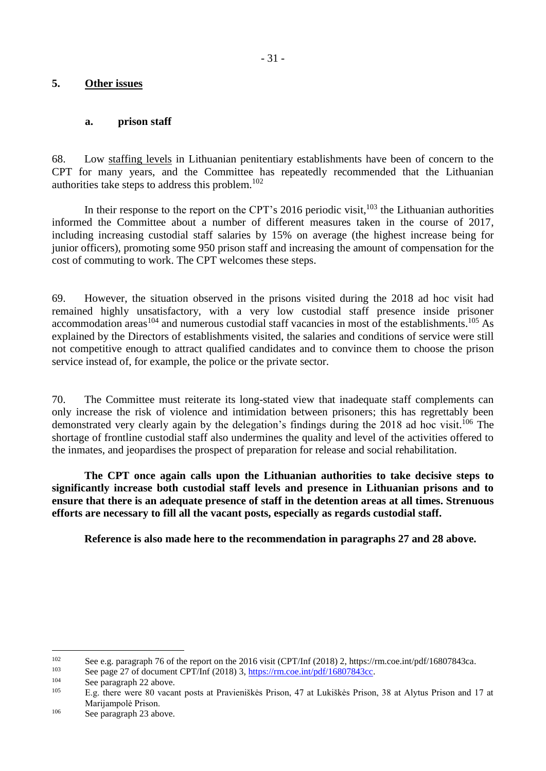## 5. Other issues

### a. prison staff

68. Low staffing levels in Lithuanian penitentiary establishments have been of concern to the CPT for many years, and the Committee has repeatedly recommended that the Lithuanian authorities take steps to address this problem.[102]

In their response to the report on the CPT's 2016 periodic visit,[103] the Lithuanian authorities informed the Committee about a number of different measures taken in the course of 2017, including increasing custodial staff salaries by 15% on average (the highest increase being for junior officers), promoting some 950 prison staff and increasing the amount of compensation for the cost of commuting to work. The CPT welcomes these steps.

69. However, the situation observed in the prisons visited during the 2018 ad hoc visit had remained highly unsatisfactory, with a very low custodial staff presence inside prisoner accommodation areas[104] and numerous custodial staff vacancies in most of the establishments.[105] As explained by the Directors of establishments visited, the salaries and conditions of service were still not competitive enough to attract qualified candidates and to convince them to choose the prison service instead of, for example, the police or the private sector.

70. The Committee must reiterate its long-stated view that inadequate staff complements can only increase the risk of violence and intimidation between prisoners; this has regrettably been demonstrated very clearly again by the delegation's findings during the 2018 ad hoc visit.[106] The shortage of frontline custodial staff also undermines the quality and level of the activities offered to the inmates, and jeopardises the prospect of preparation for release and social rehabilitation.

**The CPT once again calls upon the Lithuanian authorities to take decisive steps to significantly increase both custodial staff levels and presence in Lithuanian prisons and to ensure that there is an adequate presence of staff in the detention areas at all times. Strenuous efforts are necessary to fill all the vacant posts, especially as regards custodial staff.**

**Reference is also made here to the recommendation in paragraphs 27 and 28 above.**

---

[102] See e.g. paragraph 76 of the report on the 2016 visit (CPT/Inf (2018) 2, https://rm.coe.int/pdf/16807843ca.

[103] See page 27 of document CPT/Inf (2018) 3, https://rm.coe.int/pdf/16807843cc.

[104] See paragraph 22 above.

[105] E.g. there were 80 vacant posts at Pravieniškės Prison, 47 at Lukiškės Prison, 38 at Alytus Prison and 17 at Marijampolė Prison.

[106] See paragraph 23 above.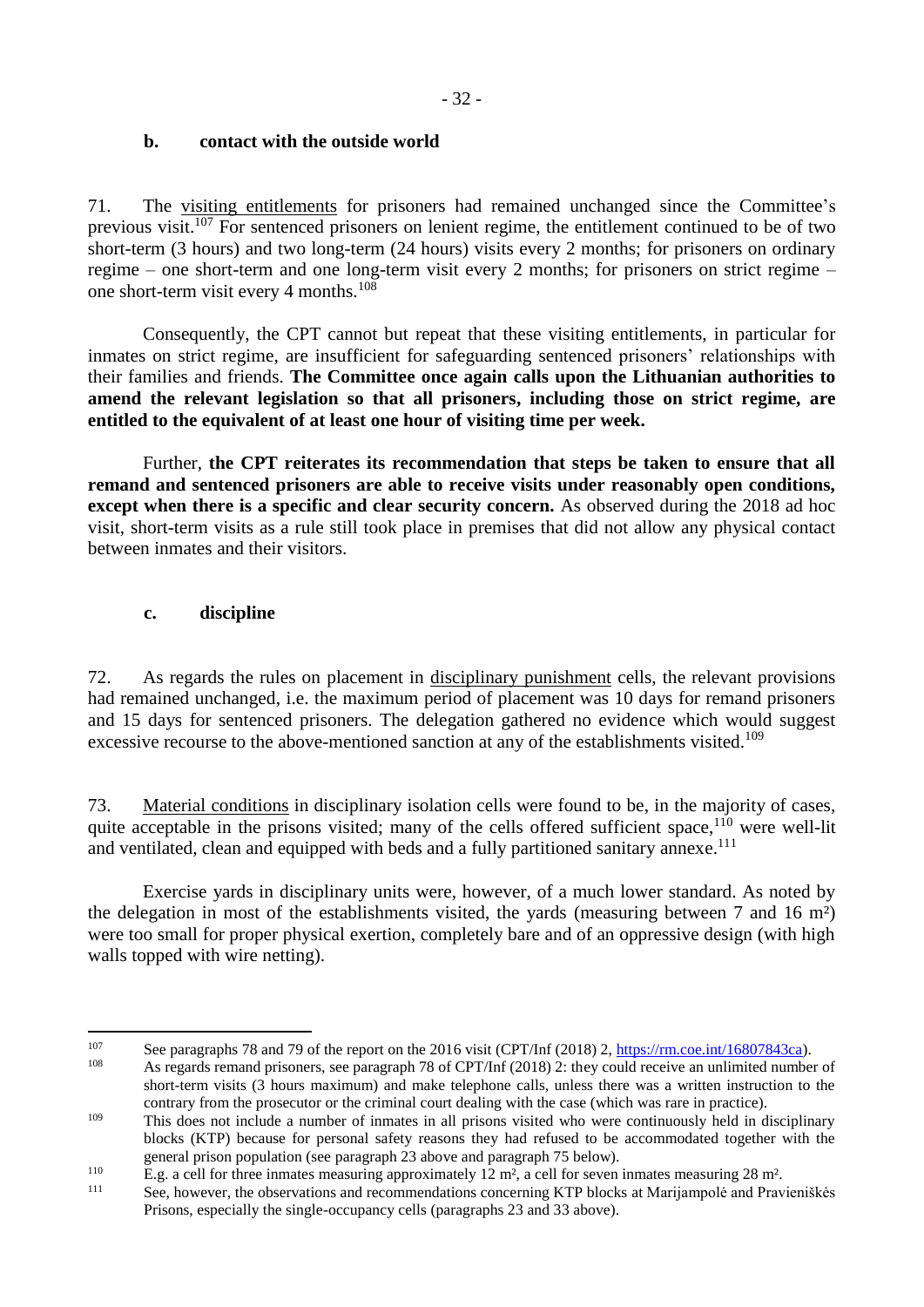### b. contact with the outside world

71. The visiting entitlements for prisoners had remained unchanged since the Committee's previous visit.[107] For sentenced prisoners on lenient regime, the entitlement continued to be of two short-term (3 hours) and two long-term (24 hours) visits every 2 months; for prisoners on ordinary regime – one short-term and one long-term visit every 2 months; for prisoners on strict regime – one short-term visit every 4 months.[108]

Consequently, the CPT cannot but repeat that these visiting entitlements, in particular for inmates on strict regime, are insufficient for safeguarding sentenced prisoners' relationships with their families and friends. **The Committee once again calls upon the Lithuanian authorities to amend the relevant legislation so that all prisoners, including those on strict regime, are entitled to the equivalent of at least one hour of visiting time per week.**

Further, **the CPT reiterates its recommendation that steps be taken to ensure that all remand and sentenced prisoners are able to receive visits under reasonably open conditions, except when there is a specific and clear security concern.** As observed during the 2018 ad hoc visit, short-term visits as a rule still took place in premises that did not allow any physical contact between inmates and their visitors.

### c. discipline

72. As regards the rules on placement in disciplinary punishment cells, the relevant provisions had remained unchanged, i.e. the maximum period of placement was 10 days for remand prisoners and 15 days for sentenced prisoners. The delegation gathered no evidence which would suggest excessive recourse to the above-mentioned sanction at any of the establishments visited.[109]

73. Material conditions in disciplinary isolation cells were found to be, in the majority of cases, quite acceptable in the prisons visited; many of the cells offered sufficient space,[110] were well-lit and ventilated, clean and equipped with beds and a fully partitioned sanitary annexe.[111]

Exercise yards in disciplinary units were, however, of a much lower standard. As noted by the delegation in most of the establishments visited, the yards (measuring between 7 and 16 m²) were too small for proper physical exertion, completely bare and of an oppressive design (with high walls topped with wire netting).

---

[107] See paragraphs 78 and 79 of the report on the 2016 visit (CPT/Inf (2018) 2, https://rm.coe.int/16807843ca).

[108] As regards remand prisoners, see paragraph 78 of CPT/Inf (2018) 2: they could receive an unlimited number of short-term visits (3 hours maximum) and make telephone calls, unless there was a written instruction to the contrary from the prosecutor or the criminal court dealing with the case (which was rare in practice).

[109] This does not include a number of inmates in all prisons visited who were continuously held in disciplinary blocks (KTP) because for personal safety reasons they had refused to be accommodated together with the general prison population (see paragraph 23 above and paragraph 75 below).

[110] E.g. a cell for three inmates measuring approximately 12 m², a cell for seven inmates measuring 28 m².

[111] See, however, the observations and recommendations concerning KTP blocks at Marijampolė and Pravieniškės Prisons, especially the single-occupancy cells (paragraphs 23 and 33 above).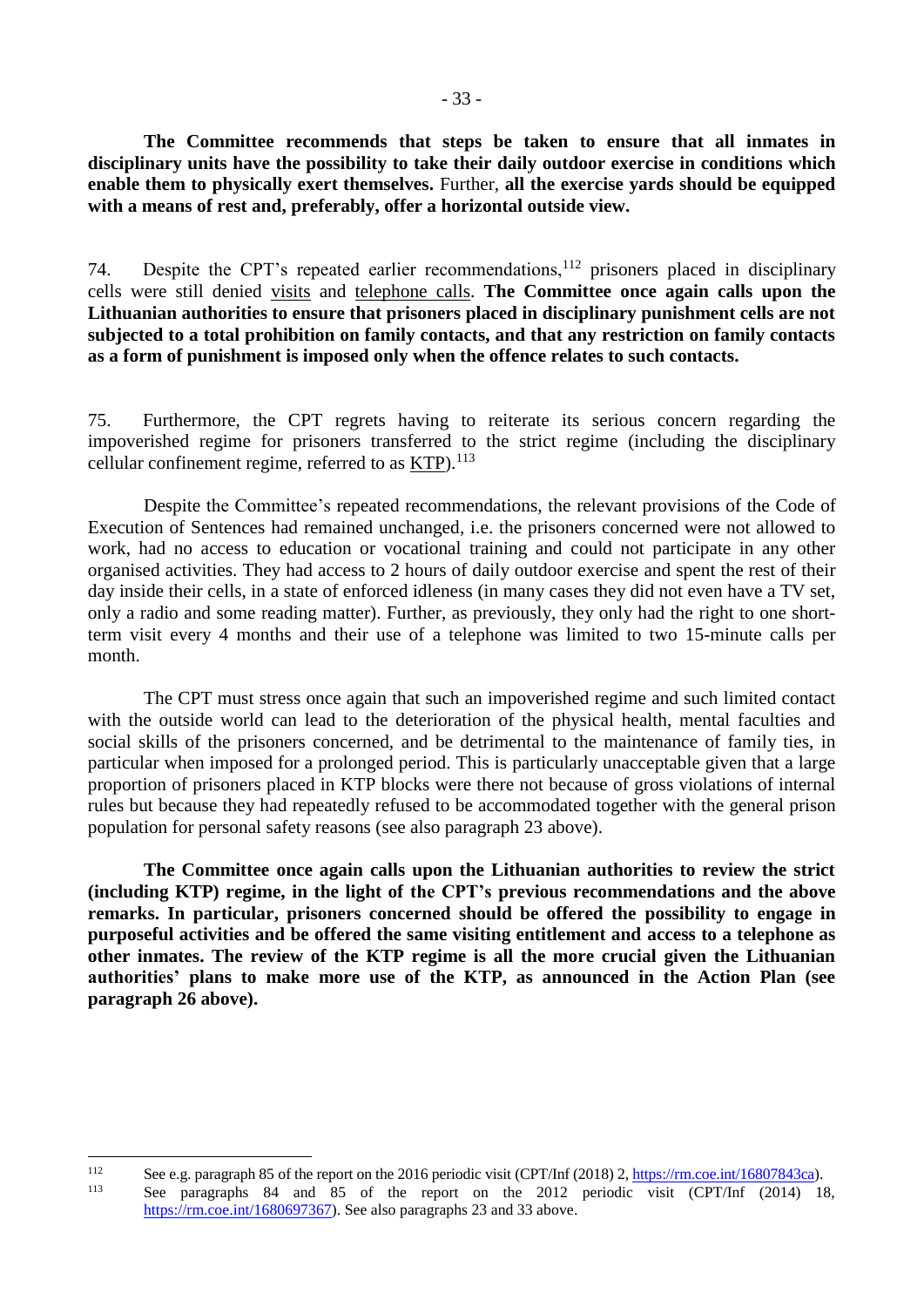**The Committee recommends that steps be taken to ensure that all inmates in disciplinary units have the possibility to take their daily outdoor exercise in conditions which enable them to physically exert themselves.** Further, **all the exercise yards should be equipped with a means of rest and, preferably, offer a horizontal outside view.**

74. Despite the CPT's repeated earlier recommendations,[112] prisoners placed in disciplinary cells were still denied visits and telephone calls. **The Committee once again calls upon the Lithuanian authorities to ensure that prisoners placed in disciplinary punishment cells are not subjected to a total prohibition on family contacts, and that any restriction on family contacts as a form of punishment is imposed only when the offence relates to such contacts.**

75. Furthermore, the CPT regrets having to reiterate its serious concern regarding the impoverished regime for prisoners transferred to the strict regime (including the disciplinary cellular confinement regime, referred to as KTP).[113]

Despite the Committee's repeated recommendations, the relevant provisions of the Code of Execution of Sentences had remained unchanged, i.e. the prisoners concerned were not allowed to work, had no access to education or vocational training and could not participate in any other organised activities. They had access to 2 hours of daily outdoor exercise and spent the rest of their day inside their cells, in a state of enforced idleness (in many cases they did not even have a TV set, only a radio and some reading matter). Further, as previously, they only had the right to one short-term visit every 4 months and their use of a telephone was limited to two 15-minute calls per month.

The CPT must stress once again that such an impoverished regime and such limited contact with the outside world can lead to the deterioration of the physical health, mental faculties and social skills of the prisoners concerned, and be detrimental to the maintenance of family ties, in particular when imposed for a prolonged period. This is particularly unacceptable given that a large proportion of prisoners placed in KTP blocks were there not because of gross violations of internal rules but because they had repeatedly refused to be accommodated together with the general prison population for personal safety reasons (see also paragraph 23 above).

**The Committee once again calls upon the Lithuanian authorities to review the strict (including KTP) regime, in the light of the CPT's previous recommendations and the above remarks. In particular, prisoners concerned should be offered the possibility to engage in purposeful activities and be offered the same visiting entitlement and access to a telephone as other inmates. The review of the KTP regime is all the more crucial given the Lithuanian authorities' plans to make more use of the KTP, as announced in the Action Plan (see paragraph 26 above).**

---

[112] See e.g. paragraph 85 of the report on the 2016 periodic visit (CPT/Inf (2018) 2, https://rm.coe.int/16807843ca).

[113] See paragraphs 84 and 85 of the report on the 2012 periodic visit (CPT/Inf (2014) 18, https://rm.coe.int/1680697367). See also paragraphs 23 and 33 above.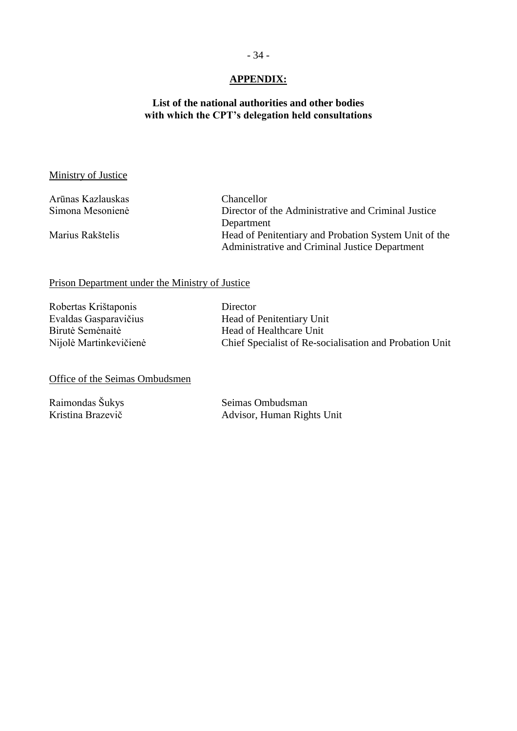**APPENDIX:**

**List of the national authorities and other bodies with which the CPT's delegation held consultations**

Ministry of Justice

| | |
|---|---|
| Arūnas Kazlauskas | Chancellor |
| Simona Mesonienė | Director of the Administrative and Criminal Justice Department |
| Marius Rakštelis | Head of Penitentiary and Probation System Unit of the Administrative and Criminal Justice Department |

Prison Department under the Ministry of Justice

| | |
|---|---|
| Robertas Krištaponis | Director |
| Evaldas Gasparavičius | Head of Penitentiary Unit |
| Birutė Semėnaitė | Head of Healthcare Unit |
| Nijolė Martinkevičienė | Chief Specialist of Re-socialisation and Probation Unit |

Office of the Seimas Ombudsmen

| | |
|---|---|
| Raimondas Šukys | Seimas Ombudsman |
| Kristina Brazevič | Advisor, Human Rights Unit |